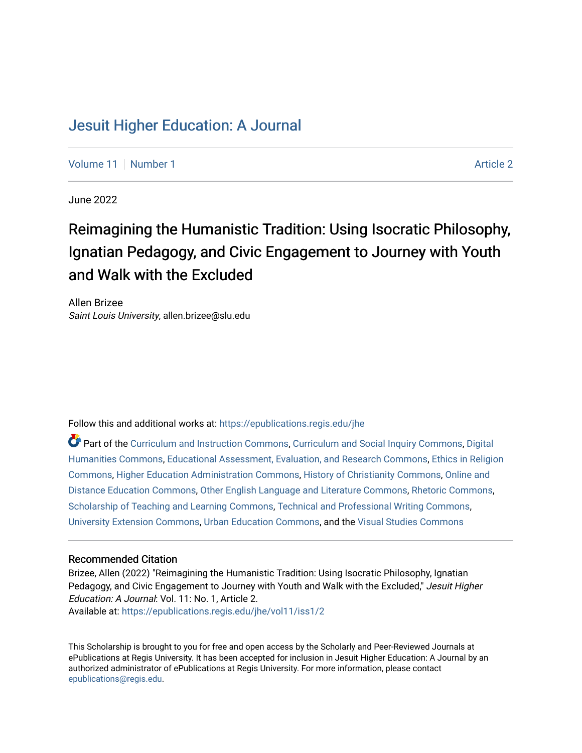# Jesuit Higher Education: A Journal

Volume 11 | Number 1 | Article 2

June 2022

## Reimagining the Humanistic Tradition: Using Isocratic Philosophy, Ignatian Pedagogy, and Civic Engagement to Journey with Youth and Walk with the Excluded

Allen Brizee
*Saint Louis University*, allen.brizee@slu.edu

Follow this and additional works at: https://epublications.regis.edu/jhe

Part of the Curriculum and Instruction Commons, Curriculum and Social Inquiry Commons, Digital Humanities Commons, Educational Assessment, Evaluation, and Research Commons, Ethics in Religion Commons, Higher Education Administration Commons, History of Christianity Commons, Online and Distance Education Commons, Other English Language and Literature Commons, Rhetoric Commons, Scholarship of Teaching and Learning Commons, Technical and Professional Writing Commons, University Extension Commons, Urban Education Commons, and the Visual Studies Commons

### Recommended Citation

Brizee, Allen (2022) "Reimagining the Humanistic Tradition: Using Isocratic Philosophy, Ignatian Pedagogy, and Civic Engagement to Journey with Youth and Walk with the Excluded," *Jesuit Higher Education: A Journal*: Vol. 11: No. 1, Article 2.
Available at: https://epublications.regis.edu/jhe/vol11/iss1/2

This Scholarship is brought to you for free and open access by the Scholarly and Peer-Reviewed Journals at ePublications at Regis University. It has been accepted for inclusion in Jesuit Higher Education: A Journal by an authorized administrator of ePublications at Regis University. For more information, please contact epublications@regis.edu.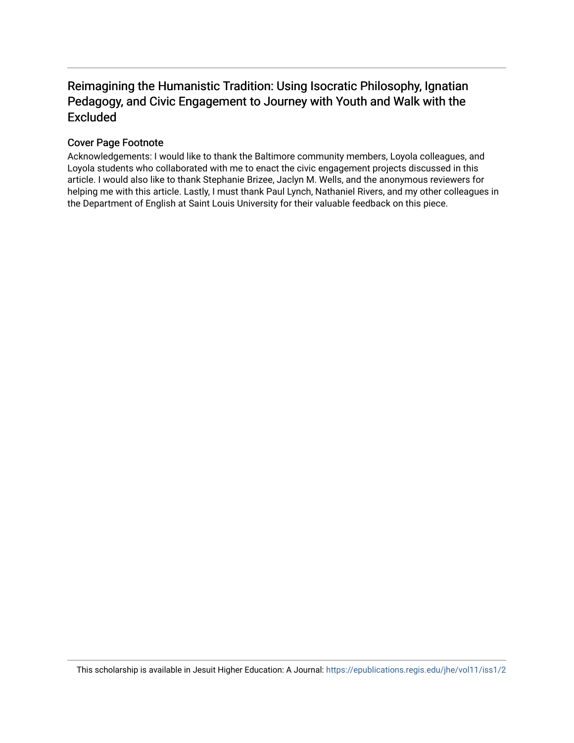# Reimagining the Humanistic Tradition: Using Isocratic Philosophy, Ignatian Pedagogy, and Civic Engagement to Journey with Youth and Walk with the Excluded

## Cover Page Footnote

Acknowledgements: I would like to thank the Baltimore community members, Loyola colleagues, and Loyola students who collaborated with me to enact the civic engagement projects discussed in this article. I would also like to thank Stephanie Brizee, Jaclyn M. Wells, and the anonymous reviewers for helping me with this article. Lastly, I must thank Paul Lynch, Nathaniel Rivers, and my other colleagues in the Department of English at Saint Louis University for their valuable feedback on this piece.

This scholarship is available in Jesuit Higher Education: A Journal: https://epublications.regis.edu/jhe/vol11/iss1/2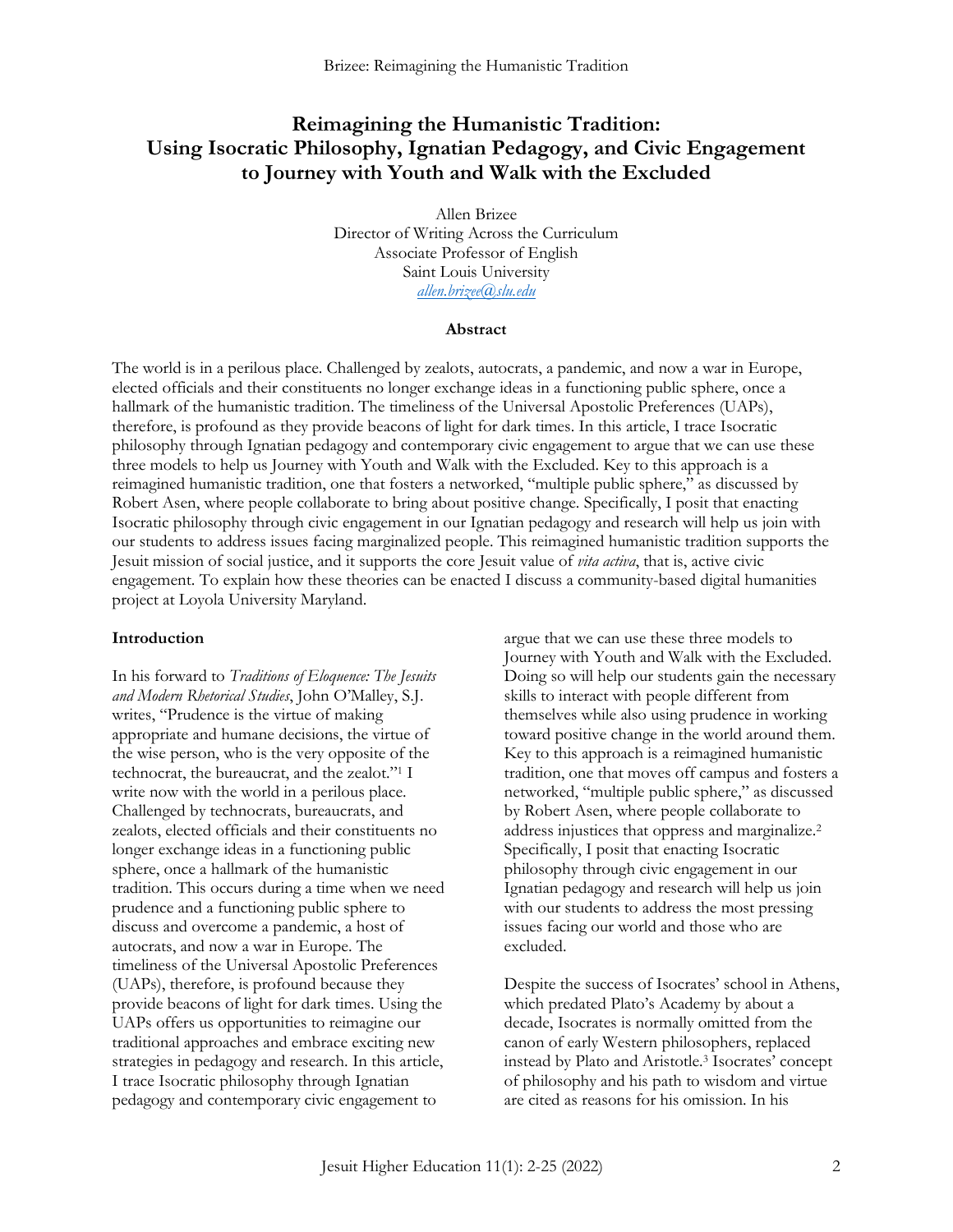# Reimagining the Humanistic Tradition: Using Isocratic Philosophy, Ignatian Pedagogy, and Civic Engagement to Journey with Youth and Walk with the Excluded

Allen Brizee
Director of Writing Across the Curriculum
Associate Professor of English
Saint Louis University
*allen.brizee@slu.edu*

### Abstract

The world is in a perilous place. Challenged by zealots, autocrats, a pandemic, and now a war in Europe, elected officials and their constituents no longer exchange ideas in a functioning public sphere, once a hallmark of the humanistic tradition. The timeliness of the Universal Apostolic Preferences (UAPs), therefore, is profound as they provide beacons of light for dark times. In this article, I trace Isocratic philosophy through Ignatian pedagogy and contemporary civic engagement to argue that we can use these three models to help us Journey with Youth and Walk with the Excluded. Key to this approach is a reimagined humanistic tradition, one that fosters a networked, "multiple public sphere," as discussed by Robert Asen, where people collaborate to bring about positive change. Specifically, I posit that enacting Isocratic philosophy through civic engagement in our Ignatian pedagogy and research will help us join with our students to address issues facing marginalized people. This reimagined humanistic tradition supports the Jesuit mission of social justice, and it supports the core Jesuit value of *vita activa*, that is, active civic engagement. To explain how these theories can be enacted I discuss a community-based digital humanities project at Loyola University Maryland.

### Introduction

In his forward to *Traditions of Eloquence: The Jesuits and Modern Rhetorical Studies*, John O'Malley, S.J. writes, "Prudence is the virtue of making appropriate and humane decisions, the virtue of the wise person, who is the very opposite of the technocrat, the bureaucrat, and the zealot."[1] I write now with the world in a perilous place. Challenged by technocrats, bureaucrats, and zealots, elected officials and their constituents no longer exchange ideas in a functioning public sphere, once a hallmark of the humanistic tradition. This occurs during a time when we need prudence and a functioning public sphere to discuss and overcome a pandemic, a host of autocrats, and now a war in Europe. The timeliness of the Universal Apostolic Preferences (UAPs), therefore, is profound because they provide beacons of light for dark times. Using the UAPs offers us opportunities to reimagine our traditional approaches and embrace exciting new strategies in pedagogy and research. In this article, I trace Isocratic philosophy through Ignatian pedagogy and contemporary civic engagement to argue that we can use these three models to Journey with Youth and Walk with the Excluded. Doing so will help our students gain the necessary skills to interact with people different from themselves while also using prudence in working toward positive change in the world around them. Key to this approach is a reimagined humanistic tradition, one that moves off campus and fosters a networked, "multiple public sphere," as discussed by Robert Asen, where people collaborate to address injustices that oppress and marginalize.[2] Specifically, I posit that enacting Isocratic philosophy through civic engagement in our Ignatian pedagogy and research will help us join with our students to address the most pressing issues facing our world and those who are excluded.

Despite the success of Isocrates' school in Athens, which predated Plato's Academy by about a decade, Isocrates is normally omitted from the canon of early Western philosophers, replaced instead by Plato and Aristotle.[3] Isocrates' concept of philosophy and his path to wisdom and virtue are cited as reasons for his omission. In his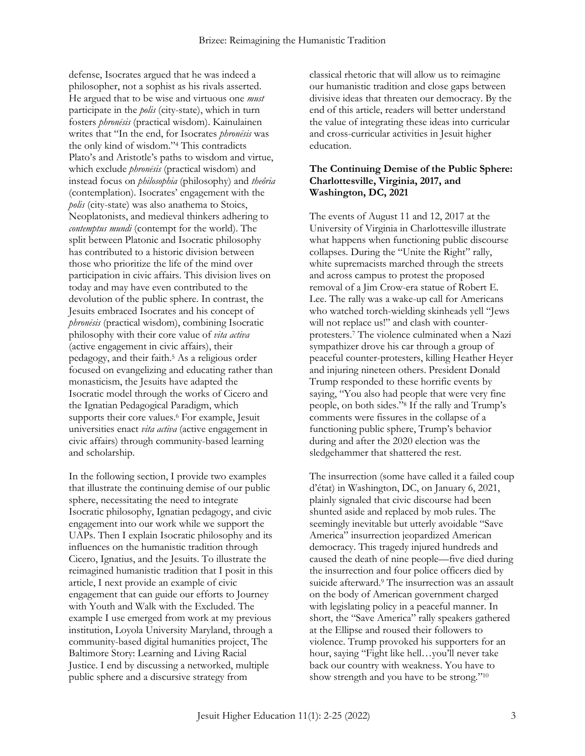defense, Isocrates argued that he was indeed a philosopher, not a sophist as his rivals asserted. He argued that to be wise and virtuous one *must* participate in the *polis* (city-state), which in turn fosters *phronēsis* (practical wisdom). Kainulainen writes that "In the end, for Isocrates *phronēsis* was the only kind of wisdom."[4] This contradicts Plato's and Aristotle's paths to wisdom and virtue, which exclude *phronēsis* (practical wisdom) and instead focus on *philosophia* (philosophy) and *theôria* (contemplation). Isocrates' engagement with the *polis* (city-state) was also anathema to Stoics, Neoplatonists, and medieval thinkers adhering to *contemptus mundi* (contempt for the world). The split between Platonic and Isocratic philosophy has contributed to a historic division between those who prioritize the life of the mind over participation in civic affairs. This division lives on today and may have even contributed to the devolution of the public sphere. In contrast, the Jesuits embraced Isocrates and his concept of *phronēsis* (practical wisdom), combining Isocratic philosophy with their core value of *vita activa* (active engagement in civic affairs), their pedagogy, and their faith.[5] As a religious order focused on evangelizing and educating rather than monasticism, the Jesuits have adapted the Isocratic model through the works of Cicero and the Ignatian Pedagogical Paradigm, which supports their core values.[6] For example, Jesuit universities enact *vita activa* (active engagement in civic affairs) through community-based learning and scholarship.

In the following section, I provide two examples that illustrate the continuing demise of our public sphere, necessitating the need to integrate Isocratic philosophy, Ignatian pedagogy, and civic engagement into our work while we support the UAPs. Then I explain Isocratic philosophy and its influences on the humanistic tradition through Cicero, Ignatius, and the Jesuits. To illustrate the reimagined humanistic tradition that I posit in this article, I next provide an example of civic engagement that can guide our efforts to Journey with Youth and Walk with the Excluded. The example I use emerged from work at my previous institution, Loyola University Maryland, through a community-based digital humanities project, The Baltimore Story: Learning and Living Racial Justice. I end by discussing a networked, multiple public sphere and a discursive strategy from classical rhetoric that will allow us to reimagine our humanistic tradition and close gaps between divisive ideas that threaten our democracy. By the end of this article, readers will better understand the value of integrating these ideas into curricular and cross-curricular activities in Jesuit higher education.

## The Continuing Demise of the Public Sphere: Charlottesville, Virginia, 2017, and Washington, DC, 2021

The events of August 11 and 12, 2017 at the University of Virginia in Charlottesville illustrate what happens when functioning public discourse collapses. During the "Unite the Right" rally, white supremacists marched through the streets and across campus to protest the proposed removal of a Jim Crow-era statue of Robert E. Lee. The rally was a wake-up call for Americans who watched torch-wielding skinheads yell "Jews will not replace us!" and clash with counter-protesters.[7] The violence culminated when a Nazi sympathizer drove his car through a group of peaceful counter-protesters, killing Heather Heyer and injuring nineteen others. President Donald Trump responded to these horrific events by saying, "You also had people that were very fine people, on both sides."[8] If the rally and Trump's comments were fissures in the collapse of a functioning public sphere, Trump's behavior during and after the 2020 election was the sledgehammer that shattered the rest.

The insurrection (some have called it a failed coup d'état) in Washington, DC, on January 6, 2021, plainly signaled that civic discourse had been shunted aside and replaced by mob rules. The seemingly inevitable but utterly avoidable "Save America" insurrection jeopardized American democracy. This tragedy injured hundreds and caused the death of nine people—five died during the insurrection and four police officers died by suicide afterward.[9] The insurrection was an assault on the body of American government charged with legislating policy in a peaceful manner. In short, the "Save America" rally speakers gathered at the Ellipse and roused their followers to violence. Trump provoked his supporters for an hour, saying "Fight like hell…you'll never take back our country with weakness. You have to show strength and you have to be strong."[10]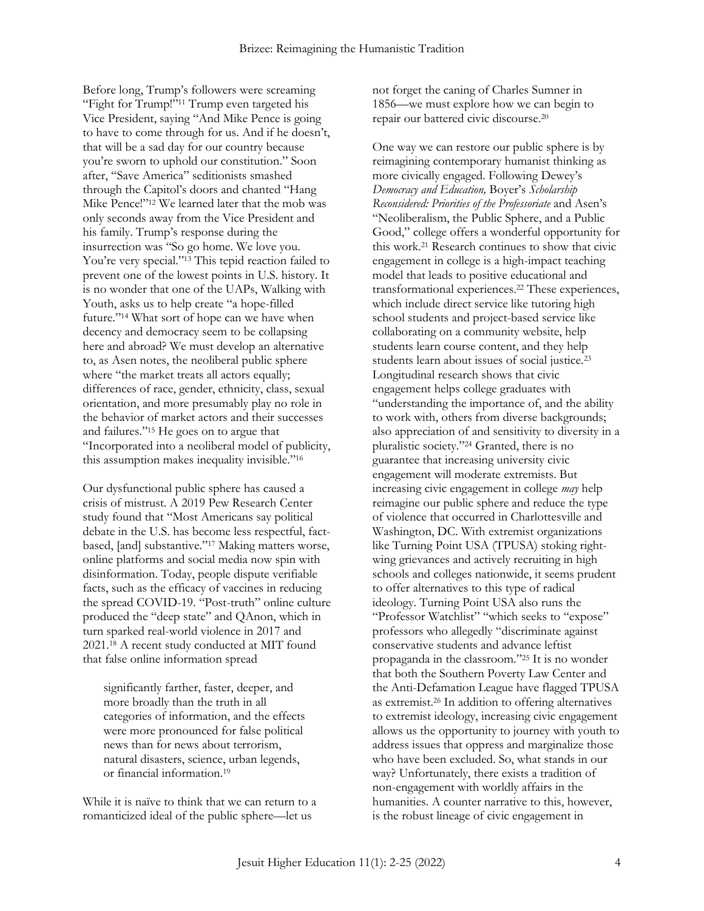Before long, Trump's followers were screaming "Fight for Trump!"[11] Trump even targeted his Vice President, saying "And Mike Pence is going to have to come through for us. And if he doesn't, that will be a sad day for our country because you're sworn to uphold our constitution." Soon after, "Save America" seditionists smashed through the Capitol's doors and chanted "Hang Mike Pence!"[12] We learned later that the mob was only seconds away from the Vice President and his family. Trump's response during the insurrection was "So go home. We love you. You're very special."[13] This tepid reaction failed to prevent one of the lowest points in U.S. history. It is no wonder that one of the UAPs, Walking with Youth, asks us to help create "a hope-filled future."[14] What sort of hope can we have when decency and democracy seem to be collapsing here and abroad? We must develop an alternative to, as Asen notes, the neoliberal public sphere where "the market treats all actors equally; differences of race, gender, ethnicity, class, sexual orientation, and more presumably play no role in the behavior of market actors and their successes and failures."[15] He goes on to argue that "Incorporated into a neoliberal model of publicity, this assumption makes inequality invisible."[16]

Our dysfunctional public sphere has caused a crisis of mistrust. A 2019 Pew Research Center study found that "Most Americans say political debate in the U.S. has become less respectful, fact-based, [and] substantive."[17] Making matters worse, online platforms and social media now spin with disinformation. Today, people dispute verifiable facts, such as the efficacy of vaccines in reducing the spread COVID-19. "Post-truth" online culture produced the "deep state" and QAnon, which in turn sparked real-world violence in 2017 and 2021.[18] A recent study conducted at MIT found that false online information spread

> significantly farther, faster, deeper, and more broadly than the truth in all categories of information, and the effects were more pronounced for false political news than for news about terrorism, natural disasters, science, urban legends, or financial information.[19]

While it is naïve to think that we can return to a romanticized ideal of the public sphere—let us not forget the caning of Charles Sumner in 1856—we must explore how we can begin to repair our battered civic discourse.[20]

One way we can restore our public sphere is by reimagining contemporary humanist thinking as more civically engaged. Following Dewey's *Democracy and Education,* Boyer's *Scholarship Reconsidered: Priorities of the Professoriate* and Asen's "Neoliberalism, the Public Sphere, and a Public Good," college offers a wonderful opportunity for this work.[21] Research continues to show that civic engagement in college is a high-impact teaching model that leads to positive educational and transformational experiences.[22] These experiences, which include direct service like tutoring high school students and project-based service like collaborating on a community website, help students learn course content, and they help students learn about issues of social justice.[23] Longitudinal research shows that civic engagement helps college graduates with "understanding the importance of, and the ability to work with, others from diverse backgrounds; also appreciation of and sensitivity to diversity in a pluralistic society."[24] Granted, there is no guarantee that increasing university civic engagement will moderate extremists. But increasing civic engagement in college *may* help reimagine our public sphere and reduce the type of violence that occurred in Charlottesville and Washington, DC. With extremist organizations like Turning Point USA (TPUSA) stoking right-wing grievances and actively recruiting in high schools and colleges nationwide, it seems prudent to offer alternatives to this type of radical ideology. Turning Point USA also runs the "Professor Watchlist" "which seeks to "expose" professors who allegedly "discriminate against conservative students and advance leftist propaganda in the classroom."[25] It is no wonder that both the Southern Poverty Law Center and the Anti-Defamation League have flagged TPUSA as extremist.[26] In addition to offering alternatives to extremist ideology, increasing civic engagement allows us the opportunity to journey with youth to address issues that oppress and marginalize those who have been excluded. So, what stands in our way? Unfortunately, there exists a tradition of non-engagement with worldly affairs in the humanities. A counter narrative to this, however, is the robust lineage of civic engagement in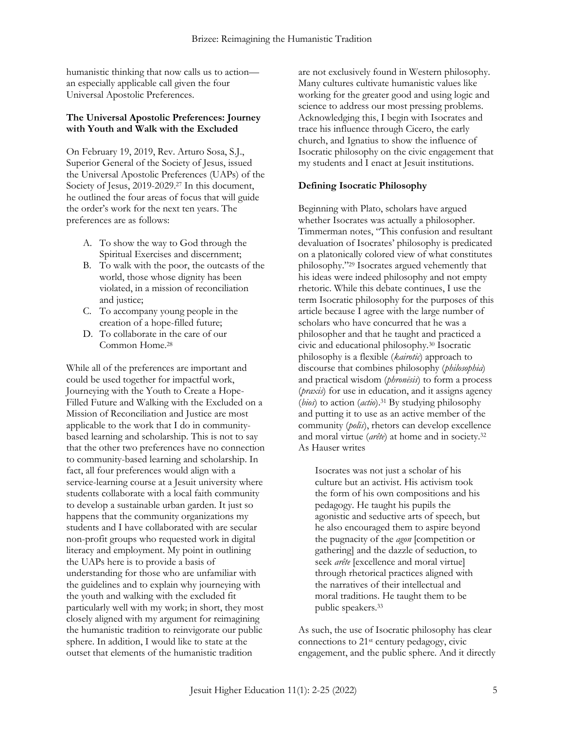humanistic thinking that now calls us to action—an especially applicable call given the four Universal Apostolic Preferences.

### The Universal Apostolic Preferences: Journey with Youth and Walk with the Excluded

On February 19, 2019, Rev. Arturo Sosa, S.J., Superior General of the Society of Jesus, issued the Universal Apostolic Preferences (UAPs) of the Society of Jesus, 2019-2029.[27] In this document, he outlined the four areas of focus that will guide the order's work for the next ten years. The preferences are as follows:

A. To show the way to God through the Spiritual Exercises and discernment;
B. To walk with the poor, the outcasts of the world, those whose dignity has been violated, in a mission of reconciliation and justice;
C. To accompany young people in the creation of a hope-filled future;
D. To collaborate in the care of our Common Home.[28]

While all of the preferences are important and could be used together for impactful work, Journeying with the Youth to Create a Hope-Filled Future and Walking with the Excluded on a Mission of Reconciliation and Justice are most applicable to the work that I do in community-based learning and scholarship. This is not to say that the other two preferences have no connection to community-based learning and scholarship. In fact, all four preferences would align with a service-learning course at a Jesuit university where students collaborate with a local faith community to develop a sustainable urban garden. It just so happens that the community organizations my students and I have collaborated with are secular non-profit groups who requested work in digital literacy and employment. My point in outlining the UAPs here is to provide a basis of understanding for those who are unfamiliar with the guidelines and to explain why journeying with the youth and walking with the excluded fit particularly well with my work; in short, they most closely aligned with my argument for reimagining the humanistic tradition to reinvigorate our public sphere. In addition, I would like to state at the outset that elements of the humanistic tradition are not exclusively found in Western philosophy. Many cultures cultivate humanistic values like working for the greater good and using logic and science to address our most pressing problems. Acknowledging this, I begin with Isocrates and trace his influence through Cicero, the early church, and Ignatius to show the influence of Isocratic philosophy on the civic engagement that my students and I enact at Jesuit institutions.

### Defining Isocratic Philosophy

Beginning with Plato, scholars have argued whether Isocrates was actually a philosopher. Timmerman notes, "This confusion and resultant devaluation of Isocrates' philosophy is predicated on a platonically colored view of what constitutes philosophy."[29] Isocrates argued vehemently that his ideas were indeed philosophy and not empty rhetoric. While this debate continues, I use the term Isocratic philosophy for the purposes of this article because I agree with the large number of scholars who have concurred that he was a philosopher and that he taught and practiced a civic and educational philosophy.[30] Isocratic philosophy is a flexible (*kairotic*) approach to discourse that combines philosophy (*philosophia*) and practical wisdom (*phronēsis*) to form a process (*praxis*) for use in education, and it assigns agency (*bios*) to action (*actio*).[31] By studying philosophy and putting it to use as an active member of the community (*polis*), rhetors can develop excellence and moral virtue (*arête*) at home and in society.[32] As Hauser writes

> Isocrates was not just a scholar of his culture but an activist. His activism took the form of his own compositions and his pedagogy. He taught his pupils the agonistic and seductive arts of speech, but he also encouraged them to aspire beyond the pugnacity of the *agon* [competition or gathering] and the dazzle of seduction, to seek *arête* [excellence and moral virtue] through rhetorical practices aligned with the narratives of their intellectual and moral traditions. He taught them to be public speakers.[33]

As such, the use of Isocratic philosophy has clear connections to 21st century pedagogy, civic engagement, and the public sphere. And it directly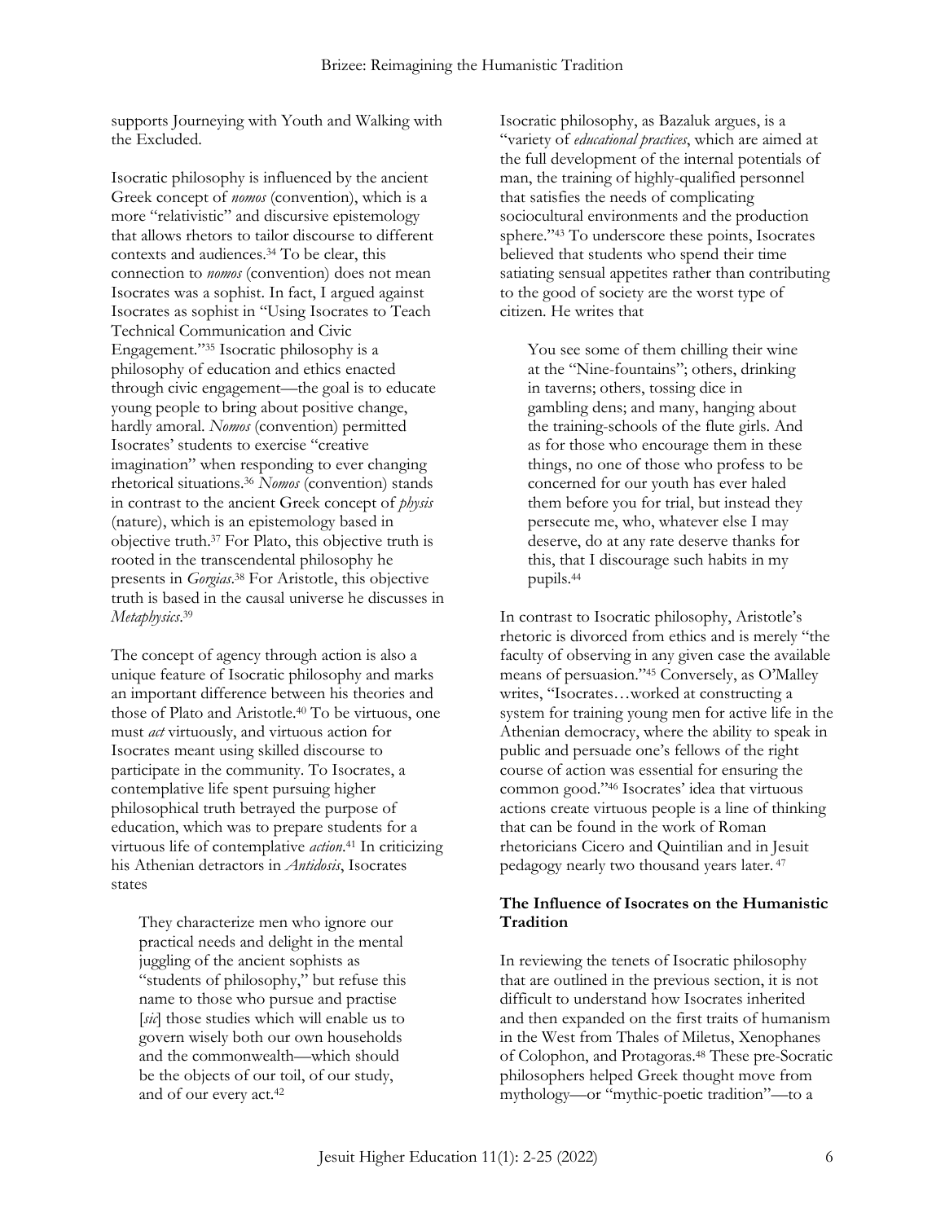supports Journeying with Youth and Walking with the Excluded.

Isocratic philosophy is influenced by the ancient Greek concept of *nomos* (convention), which is a more "relativistic" and discursive epistemology that allows rhetors to tailor discourse to different contexts and audiences.[34] To be clear, this connection to *nomos* (convention) does not mean Isocrates was a sophist. In fact, I argued against Isocrates as sophist in "Using Isocrates to Teach Technical Communication and Civic Engagement."[35] Isocratic philosophy is a philosophy of education and ethics enacted through civic engagement—the goal is to educate young people to bring about positive change, hardly amoral. *Nomos* (convention) permitted Isocrates' students to exercise "creative imagination" when responding to ever changing rhetorical situations.[36] *Nomos* (convention) stands in contrast to the ancient Greek concept of *physis* (nature), which is an epistemology based in objective truth.[37] For Plato, this objective truth is rooted in the transcendental philosophy he presents in *Gorgias*.[38] For Aristotle, this objective truth is based in the causal universe he discusses in *Metaphysics*.[39]

The concept of agency through action is also a unique feature of Isocratic philosophy and marks an important difference between his theories and those of Plato and Aristotle.[40] To be virtuous, one must *act* virtuously, and virtuous action for Isocrates meant using skilled discourse to participate in the community. To Isocrates, a contemplative life spent pursuing higher philosophical truth betrayed the purpose of education, which was to prepare students for a virtuous life of contemplative *action*.[41] In criticizing his Athenian detractors in *Antidosis*, Isocrates states

> They characterize men who ignore our practical needs and delight in the mental juggling of the ancient sophists as "students of philosophy," but refuse this name to those who pursue and practise [*sic*] those studies which will enable us to govern wisely both our own households and the commonwealth—which should be the objects of our toil, of our study, and of our every act.[42]

Isocratic philosophy, as Bazaluk argues, is a "variety of *educational practices*, which are aimed at the full development of the internal potentials of man, the training of highly-qualified personnel that satisfies the needs of complicating sociocultural environments and the production sphere."[43] To underscore these points, Isocrates believed that students who spend their time satiating sensual appetites rather than contributing to the good of society are the worst type of citizen. He writes that

> You see some of them chilling their wine at the "Nine-fountains"; others, drinking in taverns; others, tossing dice in gambling dens; and many, hanging about the training-schools of the flute girls. And as for those who encourage them in these things, no one of those who profess to be concerned for our youth has ever haled them before you for trial, but instead they persecute me, who, whatever else I may deserve, do at any rate deserve thanks for this, that I discourage such habits in my pupils.[44]

In contrast to Isocratic philosophy, Aristotle's rhetoric is divorced from ethics and is merely "the faculty of observing in any given case the available means of persuasion."[45] Conversely, as O'Malley writes, "Isocrates…worked at constructing a system for training young men for active life in the Athenian democracy, where the ability to speak in public and persuade one's fellows of the right course of action was essential for ensuring the common good."[46] Isocrates' idea that virtuous actions create virtuous people is a line of thinking that can be found in the work of Roman rhetoricians Cicero and Quintilian and in Jesuit pedagogy nearly two thousand years later.[47]

### The Influence of Isocrates on the Humanistic Tradition

In reviewing the tenets of Isocratic philosophy that are outlined in the previous section, it is not difficult to understand how Isocrates inherited and then expanded on the first traits of humanism in the West from Thales of Miletus, Xenophanes of Colophon, and Protagoras.[48] These pre-Socratic philosophers helped Greek thought move from mythology—or "mythic-poetic tradition"—to a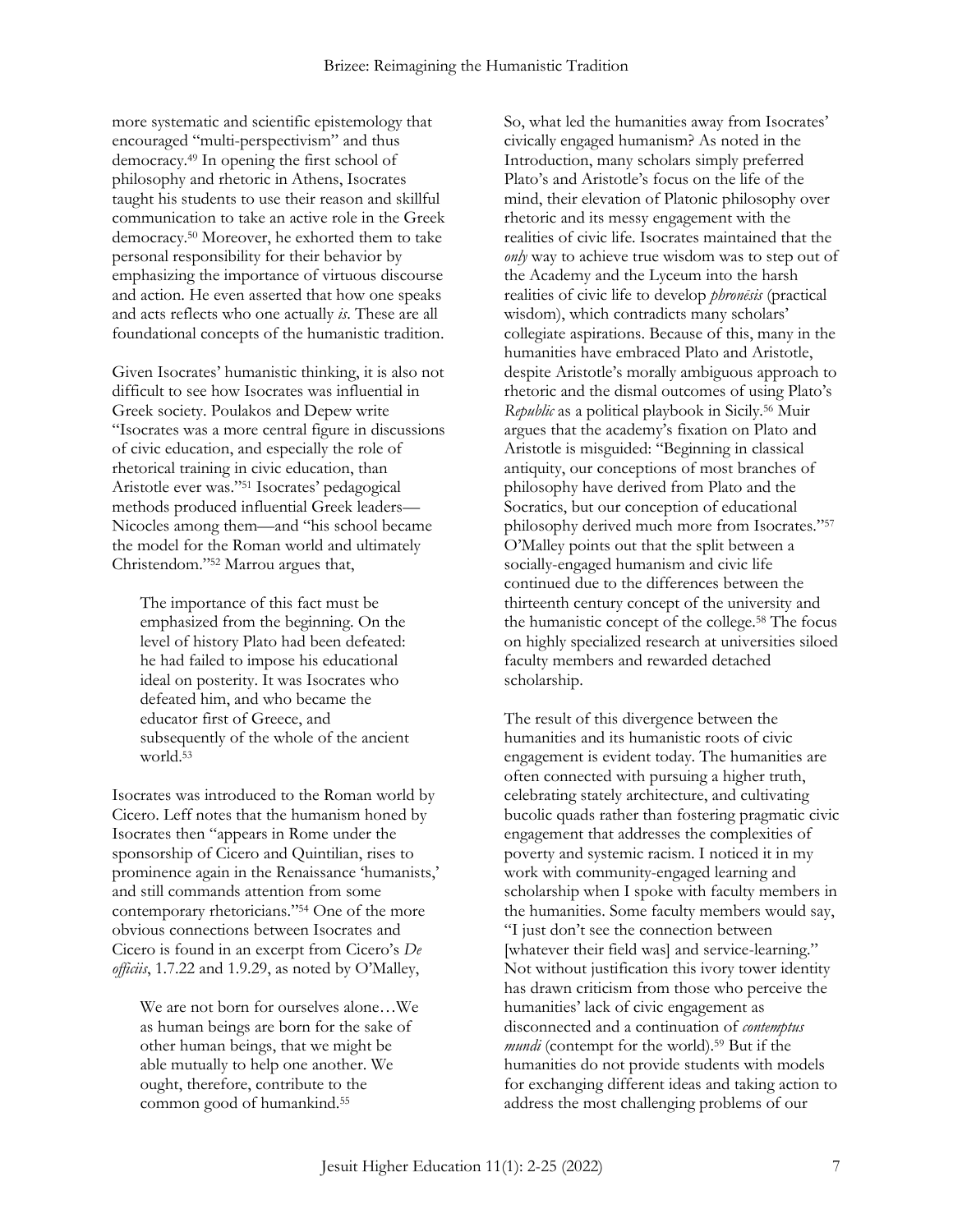more systematic and scientific epistemology that encouraged "multi-perspectivism" and thus democracy.[49] In opening the first school of philosophy and rhetoric in Athens, Isocrates taught his students to use their reason and skillful communication to take an active role in the Greek democracy.[50] Moreover, he exhorted them to take personal responsibility for their behavior by emphasizing the importance of virtuous discourse and action. He even asserted that how one speaks and acts reflects who one actually *is*. These are all foundational concepts of the humanistic tradition.

Given Isocrates' humanistic thinking, it is also not difficult to see how Isocrates was influential in Greek society. Poulakos and Depew write "Isocrates was a more central figure in discussions of civic education, and especially the role of rhetorical training in civic education, than Aristotle ever was."[51] Isocrates' pedagogical methods produced influential Greek leaders—Nicocles among them—and "his school became the model for the Roman world and ultimately Christendom."[52] Marrou argues that,

> The importance of this fact must be emphasized from the beginning. On the level of history Plato had been defeated: he had failed to impose his educational ideal on posterity. It was Isocrates who defeated him, and who became the educator first of Greece, and subsequently of the whole of the ancient world.[53]

Isocrates was introduced to the Roman world by Cicero. Leff notes that the humanism honed by Isocrates then "appears in Rome under the sponsorship of Cicero and Quintilian, rises to prominence again in the Renaissance 'humanists,' and still commands attention from some contemporary rhetoricians."[54] One of the more obvious connections between Isocrates and Cicero is found in an excerpt from Cicero's *De officiis*, 1.7.22 and 1.9.29, as noted by O'Malley,

> We are not born for ourselves alone…We as human beings are born for the sake of other human beings, that we might be able mutually to help one another. We ought, therefore, contribute to the common good of humankind.[55]

So, what led the humanities away from Isocrates' civically engaged humanism? As noted in the Introduction, many scholars simply preferred Plato's and Aristotle's focus on the life of the mind, their elevation of Platonic philosophy over rhetoric and its messy engagement with the realities of civic life. Isocrates maintained that the *only* way to achieve true wisdom was to step out of the Academy and the Lyceum into the harsh realities of civic life to develop *phronēsis* (practical wisdom), which contradicts many scholars' collegiate aspirations. Because of this, many in the humanities have embraced Plato and Aristotle, despite Aristotle's morally ambiguous approach to rhetoric and the dismal outcomes of using Plato's *Republic* as a political playbook in Sicily.[56] Muir argues that the academy's fixation on Plato and Aristotle is misguided: "Beginning in classical antiquity, our conceptions of most branches of philosophy have derived from Plato and the Socratics, but our conception of educational philosophy derived much more from Isocrates."[57] O'Malley points out that the split between a socially-engaged humanism and civic life continued due to the differences between the thirteenth century concept of the university and the humanistic concept of the college.[58] The focus on highly specialized research at universities siloed faculty members and rewarded detached scholarship.

The result of this divergence between the humanities and its humanistic roots of civic engagement is evident today. The humanities are often connected with pursuing a higher truth, celebrating stately architecture, and cultivating bucolic quads rather than fostering pragmatic civic engagement that addresses the complexities of poverty and systemic racism. I noticed it in my work with community-engaged learning and scholarship when I spoke with faculty members in the humanities. Some faculty members would say, "I just don't see the connection between [whatever their field was] and service-learning." Not without justification this ivory tower identity has drawn criticism from those who perceive the humanities' lack of civic engagement as disconnected and a continuation of *contemptus mundi* (contempt for the world).[59] But if the humanities do not provide students with models for exchanging different ideas and taking action to address the most challenging problems of our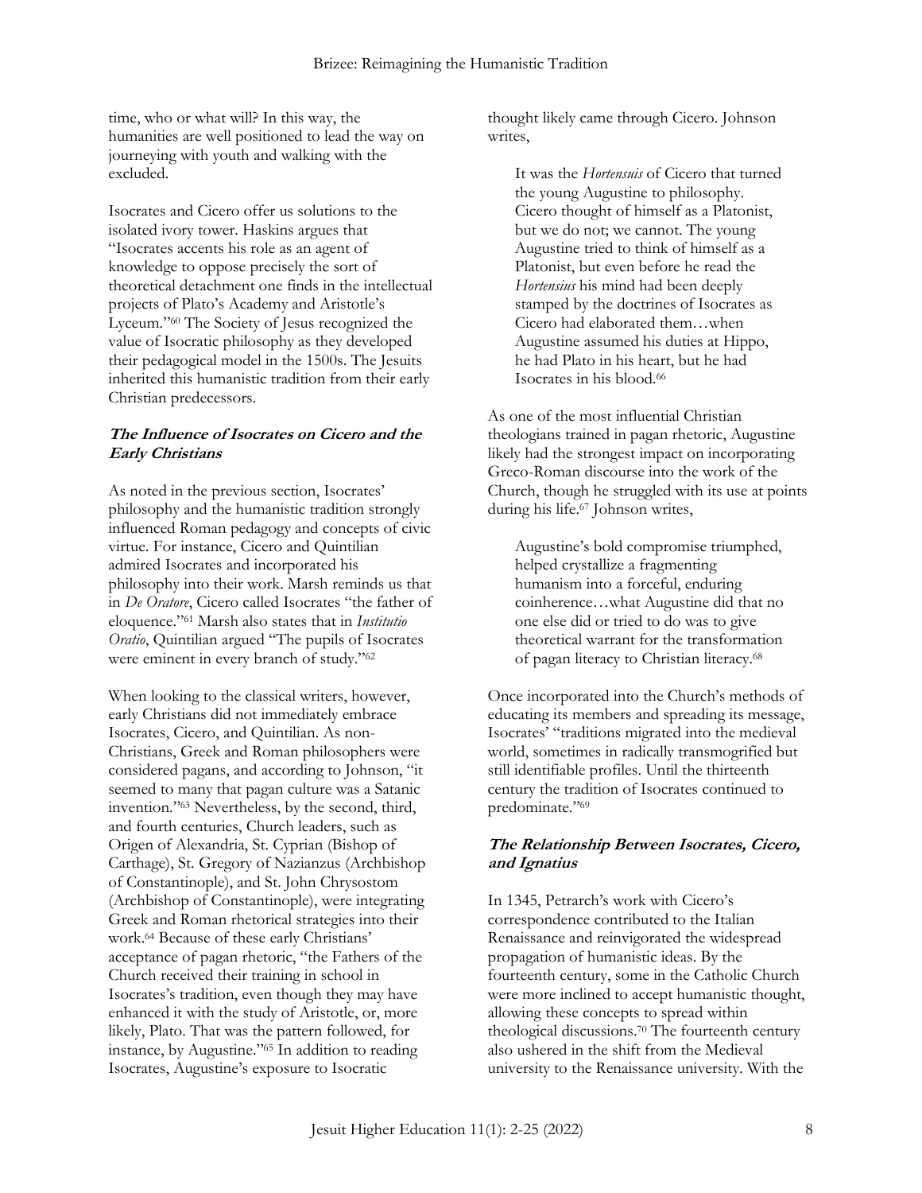time, who or what will? In this way, the humanities are well positioned to lead the way on journeying with youth and walking with the excluded.

Isocrates and Cicero offer us solutions to the isolated ivory tower. Haskins argues that "Isocrates accents his role as an agent of knowledge to oppose precisely the sort of theoretical detachment one finds in the intellectual projects of Plato's Academy and Aristotle's Lyceum."[60] The Society of Jesus recognized the value of Isocratic philosophy as they developed their pedagogical model in the 1500s. The Jesuits inherited this humanistic tradition from their early Christian predecessors.

### The Influence of Isocrates on Cicero and the Early Christians

As noted in the previous section, Isocrates' philosophy and the humanistic tradition strongly influenced Roman pedagogy and concepts of civic virtue. For instance, Cicero and Quintilian admired Isocrates and incorporated his philosophy into their work. Marsh reminds us that in *De Oratore*, Cicero called Isocrates "the father of eloquence."[61] Marsh also states that in *Institutio Oratio*, Quintilian argued "The pupils of Isocrates were eminent in every branch of study."[62]

When looking to the classical writers, however, early Christians did not immediately embrace Isocrates, Cicero, and Quintilian. As non-Christians, Greek and Roman philosophers were considered pagans, and according to Johnson, "it seemed to many that pagan culture was a Satanic invention."[63] Nevertheless, by the second, third, and fourth centuries, Church leaders, such as Origen of Alexandria, St. Cyprian (Bishop of Carthage), St. Gregory of Nazianzus (Archbishop of Constantinople), and St. John Chrysostom (Archbishop of Constantinople), were integrating Greek and Roman rhetorical strategies into their work.[64] Because of these early Christians' acceptance of pagan rhetoric, "the Fathers of the Church received their training in school in Isocrates's tradition, even though they may have enhanced it with the study of Aristotle, or, more likely, Plato. That was the pattern followed, for instance, by Augustine."[65] In addition to reading Isocrates, Augustine's exposure to Isocratic thought likely came through Cicero. Johnson writes,

> It was the *Hortensuis* of Cicero that turned the young Augustine to philosophy. Cicero thought of himself as a Platonist, but we do not; we cannot. The young Augustine tried to think of himself as a Platonist, but even before he read the *Hortensius* his mind had been deeply stamped by the doctrines of Isocrates as Cicero had elaborated them…when Augustine assumed his duties at Hippo, he had Plato in his heart, but he had Isocrates in his blood.[66]

As one of the most influential Christian theologians trained in pagan rhetoric, Augustine likely had the strongest impact on incorporating Greco-Roman discourse into the work of the Church, though he struggled with its use at points during his life.[67] Johnson writes,

> Augustine's bold compromise triumphed, helped crystallize a fragmenting humanism into a forceful, enduring coinherence…what Augustine did that no one else did or tried to do was to give theoretical warrant for the transformation of pagan literacy to Christian literacy.[68]

Once incorporated into the Church's methods of educating its members and spreading its message, Isocrates' "traditions migrated into the medieval world, sometimes in radically transmogrified but still identifiable profiles. Until the thirteenth century the tradition of Isocrates continued to predominate."[69]

### The Relationship Between Isocrates, Cicero, and Ignatius

In 1345, Petrarch's work with Cicero's correspondence contributed to the Italian Renaissance and reinvigorated the widespread propagation of humanistic ideas. By the fourteenth century, some in the Catholic Church were more inclined to accept humanistic thought, allowing these concepts to spread within theological discussions.[70] The fourteenth century also ushered in the shift from the Medieval university to the Renaissance university. With the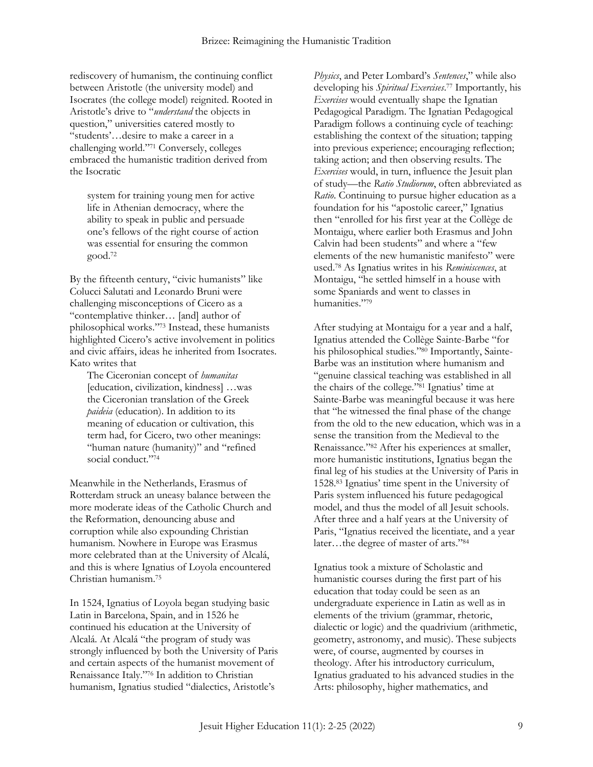rediscovery of humanism, the continuing conflict between Aristotle (the university model) and Isocrates (the college model) reignited. Rooted in Aristotle's drive to "*understand* the objects in question," universities catered mostly to "students'…desire to make a career in a challenging world."[71] Conversely, colleges embraced the humanistic tradition derived from the Isocratic

> system for training young men for active life in Athenian democracy, where the ability to speak in public and persuade one's fellows of the right course of action was essential for ensuring the common good.[72]

By the fifteenth century, "civic humanists" like Colucci Salutati and Leonardo Bruni were challenging misconceptions of Cicero as a "contemplative thinker… [and] author of philosophical works."[73] Instead, these humanists highlighted Cicero's active involvement in politics and civic affairs, ideas he inherited from Isocrates. Kato writes that

> The Ciceronian concept of *humanitas* [education, civilization, kindness] …was the Ciceronian translation of the Greek *paideia* (education). In addition to its meaning of education or cultivation, this term had, for Cicero, two other meanings: "human nature (humanity)" and "refined social conduct."[74]

Meanwhile in the Netherlands, Erasmus of Rotterdam struck an uneasy balance between the more moderate ideas of the Catholic Church and the Reformation, denouncing abuse and corruption while also expounding Christian humanism. Nowhere in Europe was Erasmus more celebrated than at the University of Alcalá, and this is where Ignatius of Loyola encountered Christian humanism.[75]

In 1524, Ignatius of Loyola began studying basic Latin in Barcelona, Spain, and in 1526 he continued his education at the University of Alcalá. At Alcalá "the program of study was strongly influenced by both the University of Paris and certain aspects of the humanist movement of Renaissance Italy."[76] In addition to Christian humanism, Ignatius studied "dialectics, Aristotle's *Physics*, and Peter Lombard's *Sentences*," while also developing his *Spiritual Exercises*.[77] Importantly, his *Exercises* would eventually shape the Ignatian Pedagogical Paradigm. The Ignatian Pedagogical Paradigm follows a continuing cycle of teaching: establishing the context of the situation; tapping into previous experience; encouraging reflection; taking action; and then observing results. The *Exercises* would, in turn, influence the Jesuit plan of study—the *Ratio Studiorum*, often abbreviated as *Ratio*. Continuing to pursue higher education as a foundation for his "apostolic career," Ignatius then "enrolled for his first year at the Collège de Montaigu, where earlier both Erasmus and John Calvin had been students" and where a "few elements of the new humanistic manifesto" were used.[78] As Ignatius writes in his *Reminiscences*, at Montaigu, "he settled himself in a house with some Spaniards and went to classes in humanities."[79]

After studying at Montaigu for a year and a half, Ignatius attended the Collège Sainte-Barbe "for his philosophical studies."[80] Importantly, Sainte-Barbe was an institution where humanism and "genuine classical teaching was established in all the chairs of the college."[81] Ignatius' time at Sainte-Barbe was meaningful because it was here that "he witnessed the final phase of the change from the old to the new education, which was in a sense the transition from the Medieval to the Renaissance."[82] After his experiences at smaller, more humanistic institutions, Ignatius began the final leg of his studies at the University of Paris in 1528.[83] Ignatius' time spent in the University of Paris system influenced his future pedagogical model, and thus the model of all Jesuit schools. After three and a half years at the University of Paris, "Ignatius received the licentiate, and a year later…the degree of master of arts."[84]

Ignatius took a mixture of Scholastic and humanistic courses during the first part of his education that today could be seen as an undergraduate experience in Latin as well as in elements of the trivium (grammar, rhetoric, dialectic or logic) and the quadrivium (arithmetic, geometry, astronomy, and music). These subjects were, of course, augmented by courses in theology. After his introductory curriculum, Ignatius graduated to his advanced studies in the Arts: philosophy, higher mathematics, and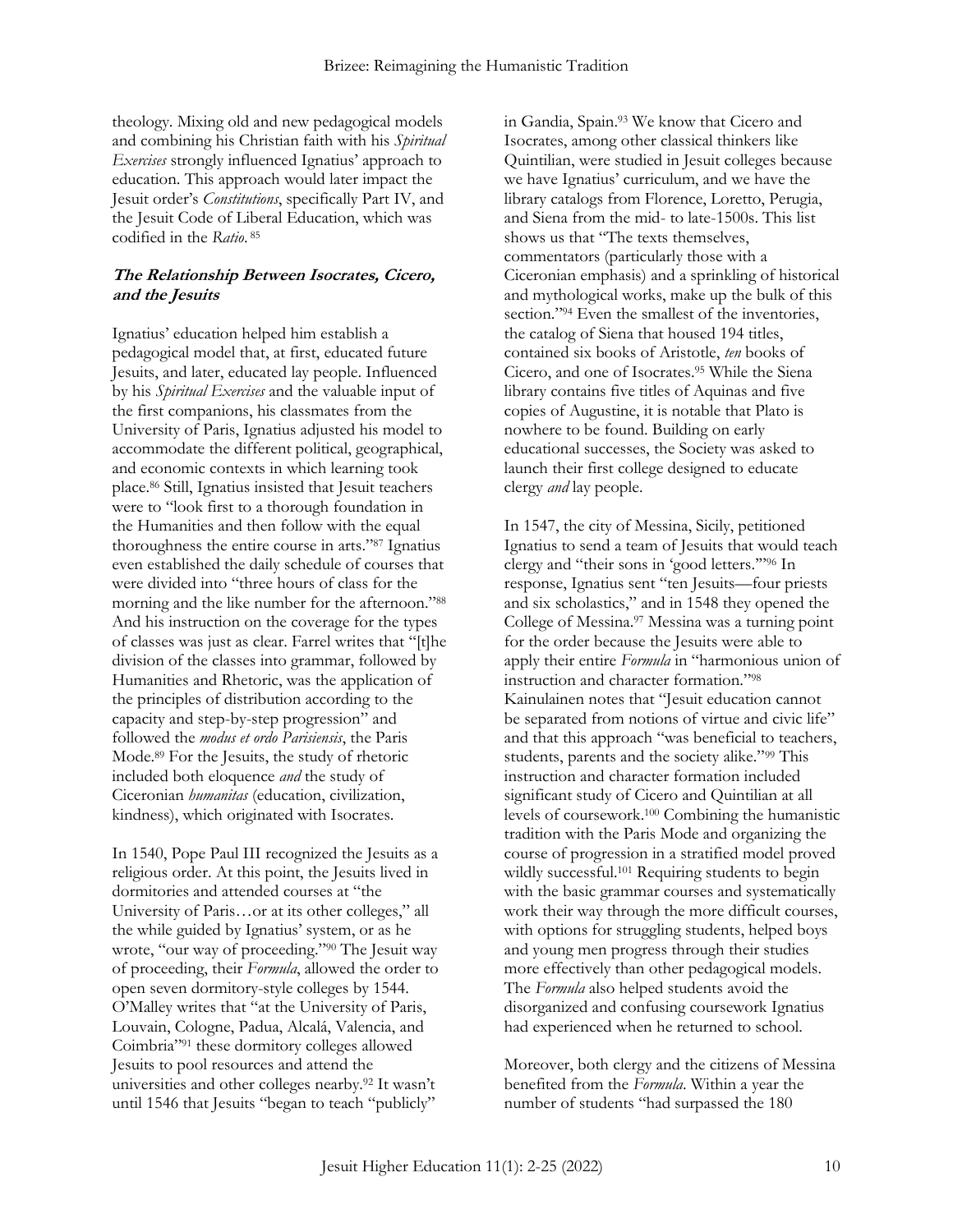theology. Mixing old and new pedagogical models and combining his Christian faith with his *Spiritual Exercises* strongly influenced Ignatius' approach to education. This approach would later impact the Jesuit order's *Constitutions*, specifically Part IV, and the Jesuit Code of Liberal Education, which was codified in the *Ratio*.[85]

### The Relationship Between Isocrates, Cicero, and the Jesuits

Ignatius' education helped him establish a pedagogical model that, at first, educated future Jesuits, and later, educated lay people. Influenced by his *Spiritual Exercises* and the valuable input of the first companions, his classmates from the University of Paris, Ignatius adjusted his model to accommodate the different political, geographical, and economic contexts in which learning took place.[86] Still, Ignatius insisted that Jesuit teachers were to "look first to a thorough foundation in the Humanities and then follow with the equal thoroughness the entire course in arts."[87] Ignatius even established the daily schedule of courses that were divided into "three hours of class for the morning and the like number for the afternoon."[88] And his instruction on the coverage for the types of classes was just as clear. Farrel writes that "[t]he division of the classes into grammar, followed by Humanities and Rhetoric, was the application of the principles of distribution according to the capacity and step-by-step progression" and followed the *modus et ordo Parisiensis*, the Paris Mode.[89] For the Jesuits, the study of rhetoric included both eloquence *and* the study of Ciceronian *humanitas* (education, civilization, kindness), which originated with Isocrates.

In 1540, Pope Paul III recognized the Jesuits as a religious order. At this point, the Jesuits lived in dormitories and attended courses at "the University of Paris…or at its other colleges," all the while guided by Ignatius' system, or as he wrote, "our way of proceeding."[90] The Jesuit way of proceeding, their *Formula*, allowed the order to open seven dormitory-style colleges by 1544. O'Malley writes that "at the University of Paris, Louvain, Cologne, Padua, Alcalá, Valencia, and Coimbria"[91] these dormitory colleges allowed Jesuits to pool resources and attend the universities and other colleges nearby.[92] It wasn't until 1546 that Jesuits "began to teach "publicly" in Gandia, Spain.[93] We know that Cicero and Isocrates, among other classical thinkers like Quintilian, were studied in Jesuit colleges because we have Ignatius' curriculum, and we have the library catalogs from Florence, Loretto, Perugia, and Siena from the mid- to late-1500s. This list shows us that "The texts themselves, commentators (particularly those with a Ciceronian emphasis) and a sprinkling of historical and mythological works, make up the bulk of this section."[94] Even the smallest of the inventories, the catalog of Siena that housed 194 titles, contained six books of Aristotle, *ten* books of Cicero, and one of Isocrates.[95] While the Siena library contains five titles of Aquinas and five copies of Augustine, it is notable that Plato is nowhere to be found. Building on early educational successes, the Society was asked to launch their first college designed to educate clergy *and* lay people.

In 1547, the city of Messina, Sicily, petitioned Ignatius to send a team of Jesuits that would teach clergy and "their sons in 'good letters.'"[96] In response, Ignatius sent "ten Jesuits—four priests and six scholastics," and in 1548 they opened the College of Messina.[97] Messina was a turning point for the order because the Jesuits were able to apply their entire *Formula* in "harmonious union of instruction and character formation."[98] Kainulainen notes that "Jesuit education cannot be separated from notions of virtue and civic life" and that this approach "was beneficial to teachers, students, parents and the society alike."[99] This instruction and character formation included significant study of Cicero and Quintilian at all levels of coursework.[100] Combining the humanistic tradition with the Paris Mode and organizing the course of progression in a stratified model proved wildly successful.[101] Requiring students to begin with the basic grammar courses and systematically work their way through the more difficult courses, with options for struggling students, helped boys and young men progress through their studies more effectively than other pedagogical models. The *Formula* also helped students avoid the disorganized and confusing coursework Ignatius had experienced when he returned to school.

Moreover, both clergy and the citizens of Messina benefited from the *Formula*. Within a year the number of students "had surpassed the 180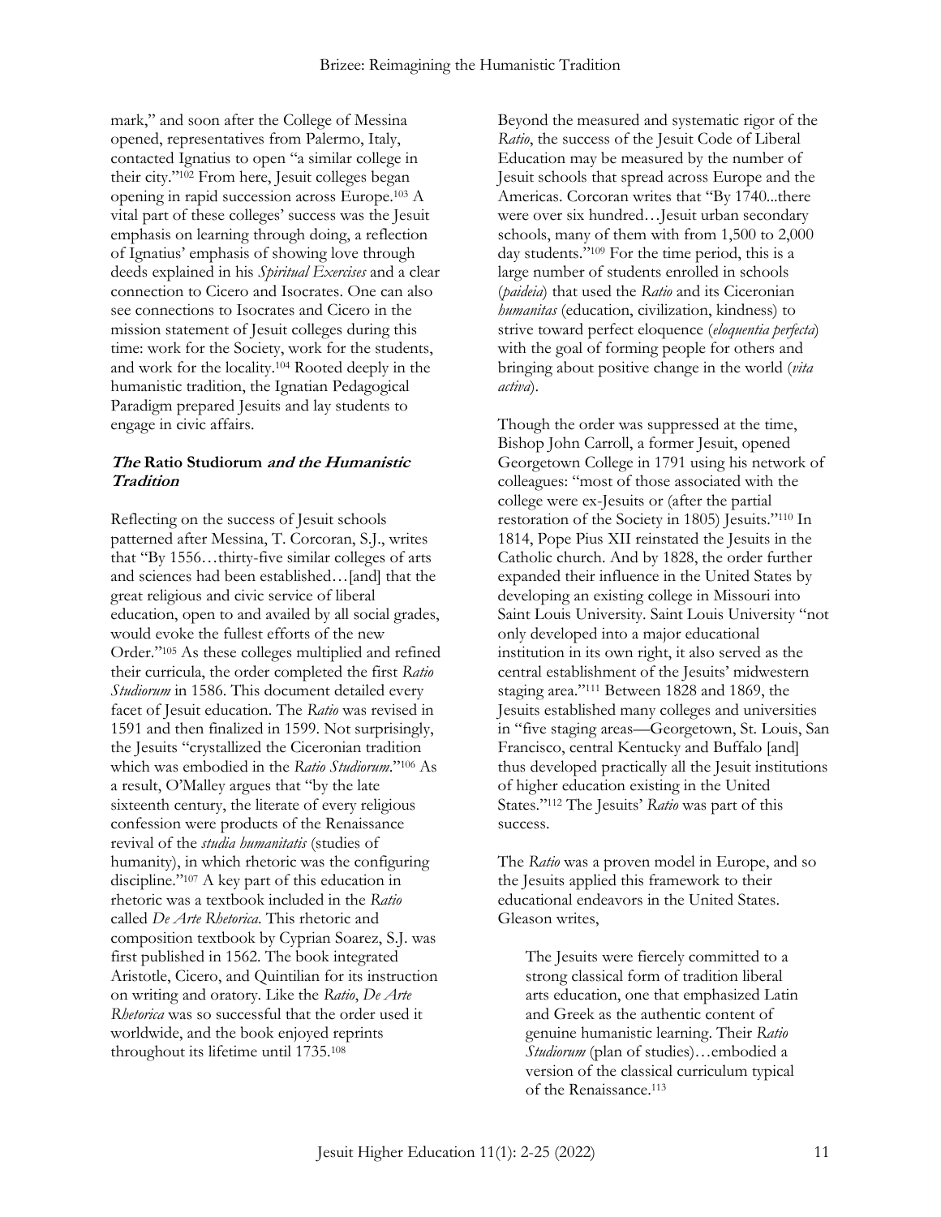mark," and soon after the College of Messina opened, representatives from Palermo, Italy, contacted Ignatius to open "a similar college in their city."[102] From here, Jesuit colleges began opening in rapid succession across Europe.[103] A vital part of these colleges' success was the Jesuit emphasis on learning through doing, a reflection of Ignatius' emphasis of showing love through deeds explained in his *Spiritual Exercises* and a clear connection to Cicero and Isocrates. One can also see connections to Isocrates and Cicero in the mission statement of Jesuit colleges during this time: work for the Society, work for the students, and work for the locality.[104] Rooted deeply in the humanistic tradition, the Ignatian Pedagogical Paradigm prepared Jesuits and lay students to engage in civic affairs.

### *The* Ratio Studiorum *and the Humanistic Tradition*

Reflecting on the success of Jesuit schools patterned after Messina, T. Corcoran, S.J., writes that "By 1556…thirty-five similar colleges of arts and sciences had been established…[and] that the great religious and civic service of liberal education, open to and availed by all social grades, would evoke the fullest efforts of the new Order."[105] As these colleges multiplied and refined their curricula, the order completed the first *Ratio Studiorum* in 1586. This document detailed every facet of Jesuit education. The *Ratio* was revised in 1591 and then finalized in 1599. Not surprisingly, the Jesuits "crystallized the Ciceronian tradition which was embodied in the *Ratio Studiorum*."[106] As a result, O'Malley argues that "by the late sixteenth century, the literate of every religious confession were products of the Renaissance revival of the *studia humanitatis* (studies of humanity), in which rhetoric was the configuring discipline."[107] A key part of this education in rhetoric was a textbook included in the *Ratio* called *De Arte Rhetorica*. This rhetoric and composition textbook by Cyprian Soarez, S.J. was first published in 1562. The book integrated Aristotle, Cicero, and Quintilian for its instruction on writing and oratory. Like the *Ratio*, *De Arte Rhetorica* was so successful that the order used it worldwide, and the book enjoyed reprints throughout its lifetime until 1735.[108]

Beyond the measured and systematic rigor of the *Ratio*, the success of the Jesuit Code of Liberal Education may be measured by the number of Jesuit schools that spread across Europe and the Americas. Corcoran writes that "By 1740...there were over six hundred…Jesuit urban secondary schools, many of them with from 1,500 to 2,000 day students."[109] For the time period, this is a large number of students enrolled in schools (*paideia*) that used the *Ratio* and its Ciceronian *humanitas* (education, civilization, kindness) to strive toward perfect eloquence (*eloquentia perfecta*) with the goal of forming people for others and bringing about positive change in the world (*vita activa*).

Though the order was suppressed at the time, Bishop John Carroll, a former Jesuit, opened Georgetown College in 1791 using his network of colleagues: "most of those associated with the college were ex-Jesuits or (after the partial restoration of the Society in 1805) Jesuits."[110] In 1814, Pope Pius XII reinstated the Jesuits in the Catholic church. And by 1828, the order further expanded their influence in the United States by developing an existing college in Missouri into Saint Louis University. Saint Louis University "not only developed into a major educational institution in its own right, it also served as the central establishment of the Jesuits' midwestern staging area."[111] Between 1828 and 1869, the Jesuits established many colleges and universities in "five staging areas—Georgetown, St. Louis, San Francisco, central Kentucky and Buffalo [and] thus developed practically all the Jesuit institutions of higher education existing in the United States."[112] The Jesuits' *Ratio* was part of this success.

The *Ratio* was a proven model in Europe, and so the Jesuits applied this framework to their educational endeavors in the United States. Gleason writes,

> The Jesuits were fiercely committed to a strong classical form of tradition liberal arts education, one that emphasized Latin and Greek as the authentic content of genuine humanistic learning. Their *Ratio Studiorum* (plan of studies)…embodied a version of the classical curriculum typical of the Renaissance.[113]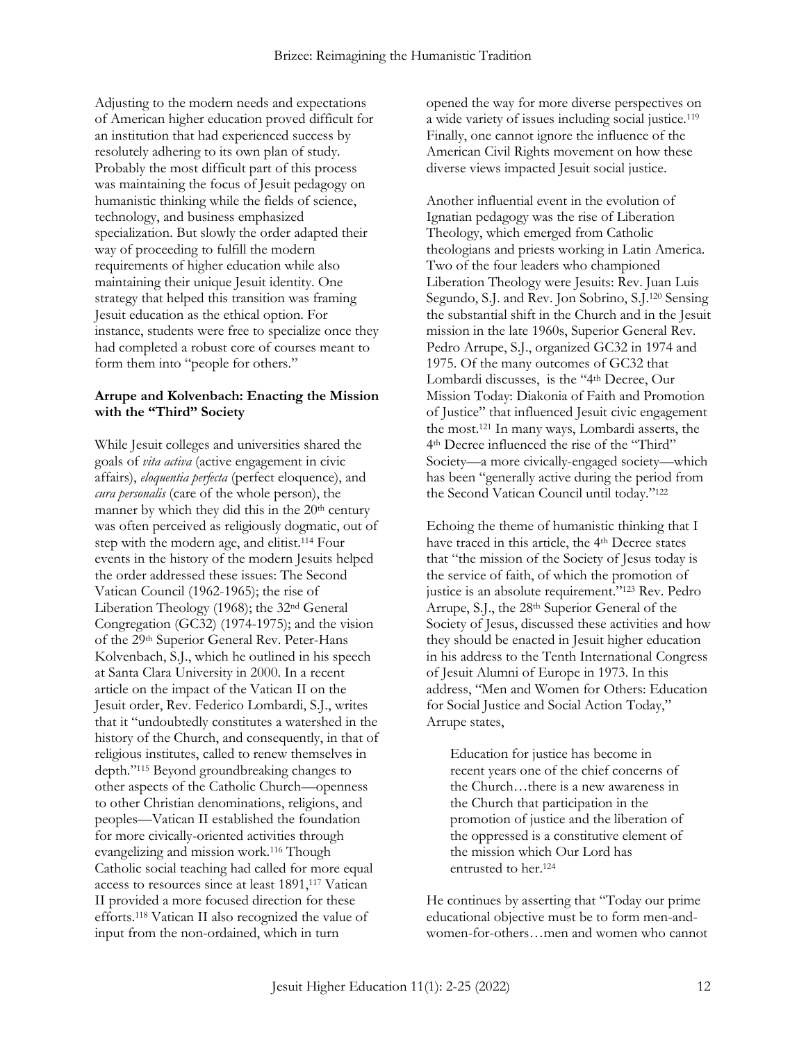Adjusting to the modern needs and expectations of American higher education proved difficult for an institution that had experienced success by resolutely adhering to its own plan of study. Probably the most difficult part of this process was maintaining the focus of Jesuit pedagogy on humanistic thinking while the fields of science, technology, and business emphasized specialization. But slowly the order adapted their way of proceeding to fulfill the modern requirements of higher education while also maintaining their unique Jesuit identity. One strategy that helped this transition was framing Jesuit education as the ethical option. For instance, students were free to specialize once they had completed a robust core of courses meant to form them into "people for others."

### Arrupe and Kolvenbach: Enacting the Mission with the "Third" Society

While Jesuit colleges and universities shared the goals of *vita activa* (active engagement in civic affairs), *eloquentia perfecta* (perfect eloquence), and *cura personalis* (care of the whole person), the manner by which they did this in the 20th century was often perceived as religiously dogmatic, out of step with the modern age, and elitist.[114] Four events in the history of the modern Jesuits helped the order addressed these issues: The Second Vatican Council (1962-1965); the rise of Liberation Theology (1968); the 32nd General Congregation (GC32) (1974-1975); and the vision of the 29th Superior General Rev. Peter-Hans Kolvenbach, S.J., which he outlined in his speech at Santa Clara University in 2000. In a recent article on the impact of the Vatican II on the Jesuit order, Rev. Federico Lombardi, S.J., writes that it "undoubtedly constitutes a watershed in the history of the Church, and consequently, in that of religious institutes, called to renew themselves in depth."[115] Beyond groundbreaking changes to other aspects of the Catholic Church—openness to other Christian denominations, religions, and peoples—Vatican II established the foundation for more civically-oriented activities through evangelizing and mission work.[116] Though Catholic social teaching had called for more equal access to resources since at least 1891,[117] Vatican II provided a more focused direction for these efforts.[118] Vatican II also recognized the value of input from the non-ordained, which in turn opened the way for more diverse perspectives on a wide variety of issues including social justice.[119] Finally, one cannot ignore the influence of the American Civil Rights movement on how these diverse views impacted Jesuit social justice.

Another influential event in the evolution of Ignatian pedagogy was the rise of Liberation Theology, which emerged from Catholic theologians and priests working in Latin America. Two of the four leaders who championed Liberation Theology were Jesuits: Rev. Juan Luis Segundo, S.J. and Rev. Jon Sobrino, S.J.[120] Sensing the substantial shift in the Church and in the Jesuit mission in the late 1960s, Superior General Rev. Pedro Arrupe, S.J., organized GC32 in 1974 and 1975. Of the many outcomes of GC32 that Lombardi discusses, is the "4th Decree, Our Mission Today: Diakonia of Faith and Promotion of Justice" that influenced Jesuit civic engagement the most.[121] In many ways, Lombardi asserts, the 4th Decree influenced the rise of the "Third" Society—a more civically-engaged society—which has been "generally active during the period from the Second Vatican Council until today."[122]

Echoing the theme of humanistic thinking that I have traced in this article, the 4th Decree states that "the mission of the Society of Jesus today is the service of faith, of which the promotion of justice is an absolute requirement."[123] Rev. Pedro Arrupe, S.J., the 28th Superior General of the Society of Jesus, discussed these activities and how they should be enacted in Jesuit higher education in his address to the Tenth International Congress of Jesuit Alumni of Europe in 1973. In this address, "Men and Women for Others: Education for Social Justice and Social Action Today," Arrupe states,

> Education for justice has become in recent years one of the chief concerns of the Church…there is a new awareness in the Church that participation in the promotion of justice and the liberation of the oppressed is a constitutive element of the mission which Our Lord has entrusted to her.[124]

He continues by asserting that "Today our prime educational objective must be to form men-and-women-for-others…men and women who cannot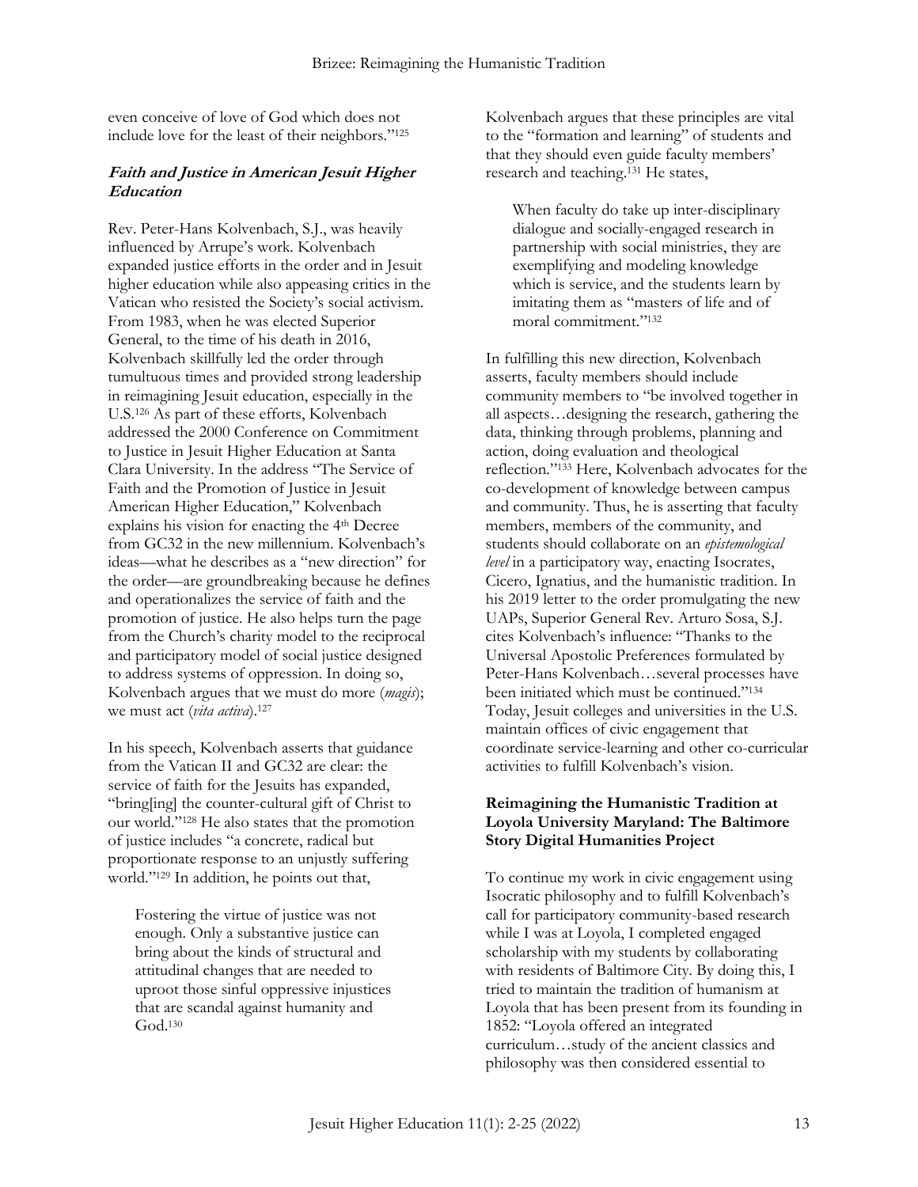even conceive of love of God which does not include love for the least of their neighbors."[125]

### *Faith and Justice in American Jesuit Higher Education*

Rev. Peter-Hans Kolvenbach, S.J., was heavily influenced by Arrupe's work. Kolvenbach expanded justice efforts in the order and in Jesuit higher education while also appeasing critics in the Vatican who resisted the Society's social activism. From 1983, when he was elected Superior General, to the time of his death in 2016, Kolvenbach skillfully led the order through tumultuous times and provided strong leadership in reimagining Jesuit education, especially in the U.S.[126] As part of these efforts, Kolvenbach addressed the 2000 Conference on Commitment to Justice in Jesuit Higher Education at Santa Clara University. In the address "The Service of Faith and the Promotion of Justice in Jesuit American Higher Education," Kolvenbach explains his vision for enacting the 4th Decree from GC32 in the new millennium. Kolvenbach's ideas—what he describes as a "new direction" for the order—are groundbreaking because he defines and operationalizes the service of faith and the promotion of justice. He also helps turn the page from the Church's charity model to the reciprocal and participatory model of social justice designed to address systems of oppression. In doing so, Kolvenbach argues that we must do more (*magis*); we must act (*vita activa*).[127]

In his speech, Kolvenbach asserts that guidance from the Vatican II and GC32 are clear: the service of faith for the Jesuits has expanded, "bring[ing] the counter-cultural gift of Christ to our world."[128] He also states that the promotion of justice includes "a concrete, radical but proportionate response to an unjustly suffering world."[129] In addition, he points out that,

> Fostering the virtue of justice was not enough. Only a substantive justice can bring about the kinds of structural and attitudinal changes that are needed to uproot those sinful oppressive injustices that are scandal against humanity and God.[130]

Kolvenbach argues that these principles are vital to the "formation and learning" of students and that they should even guide faculty members' research and teaching.[131] He states,

> When faculty do take up inter-disciplinary dialogue and socially-engaged research in partnership with social ministries, they are exemplifying and modeling knowledge which is service, and the students learn by imitating them as "masters of life and of moral commitment."[132]

In fulfilling this new direction, Kolvenbach asserts, faculty members should include community members to "be involved together in all aspects…designing the research, gathering the data, thinking through problems, planning and action, doing evaluation and theological reflection."[133] Here, Kolvenbach advocates for the co-development of knowledge between campus and community. Thus, he is asserting that faculty members, members of the community, and students should collaborate on an *epistemological level* in a participatory way, enacting Isocrates, Cicero, Ignatius, and the humanistic tradition. In his 2019 letter to the order promulgating the new UAPs, Superior General Rev. Arturo Sosa, S.J. cites Kolvenbach's influence: "Thanks to the Universal Apostolic Preferences formulated by Peter-Hans Kolvenbach…several processes have been initiated which must be continued."[134] Today, Jesuit colleges and universities in the U.S. maintain offices of civic engagement that coordinate service-learning and other co-curricular activities to fulfill Kolvenbach's vision.

### Reimagining the Humanistic Tradition at Loyola University Maryland: The Baltimore Story Digital Humanities Project

To continue my work in civic engagement using Isocratic philosophy and to fulfill Kolvenbach's call for participatory community-based research while I was at Loyola, I completed engaged scholarship with my students by collaborating with residents of Baltimore City. By doing this, I tried to maintain the tradition of humanism at Loyola that has been present from its founding in 1852: "Loyola offered an integrated curriculum…study of the ancient classics and philosophy was then considered essential to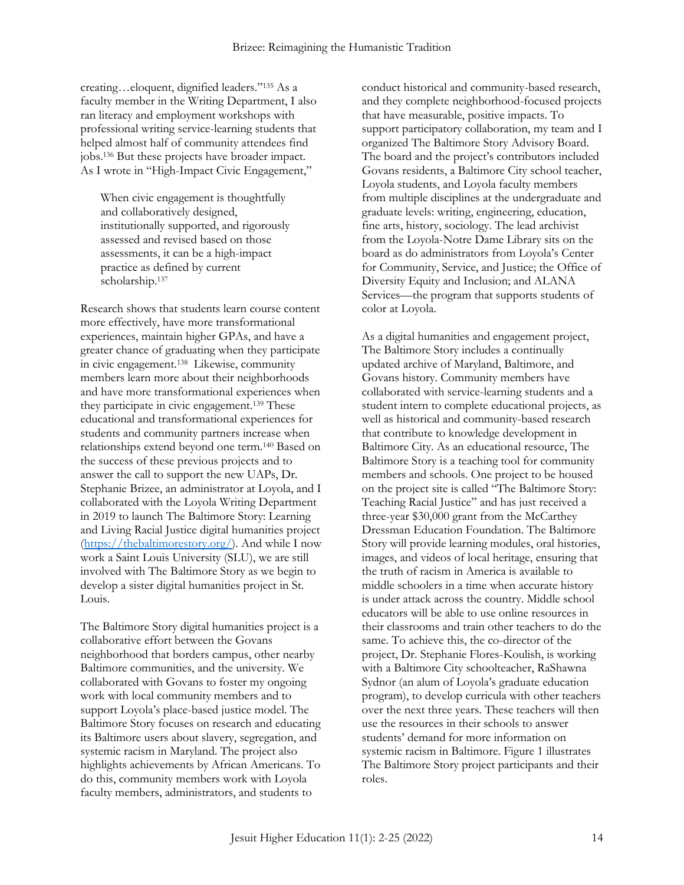creating…eloquent, dignified leaders."[135] As a faculty member in the Writing Department, I also ran literacy and employment workshops with professional writing service-learning students that helped almost half of community attendees find jobs.[136] But these projects have broader impact. As I wrote in "High-Impact Civic Engagement,"

> When civic engagement is thoughtfully and collaboratively designed, institutionally supported, and rigorously assessed and revised based on those assessments, it can be a high-impact practice as defined by current scholarship.[137]

Research shows that students learn course content more effectively, have more transformational experiences, maintain higher GPAs, and have a greater chance of graduating when they participate in civic engagement.[138] Likewise, community members learn more about their neighborhoods and have more transformational experiences when they participate in civic engagement.[139] These educational and transformational experiences for students and community partners increase when relationships extend beyond one term.[140] Based on the success of these previous projects and to answer the call to support the new UAPs, Dr. Stephanie Brizee, an administrator at Loyola, and I collaborated with the Loyola Writing Department in 2019 to launch The Baltimore Story: Learning and Living Racial Justice digital humanities project (https://thebaltimorestory.org/). And while I now work a Saint Louis University (SLU), we are still involved with The Baltimore Story as we begin to develop a sister digital humanities project in St. Louis.

The Baltimore Story digital humanities project is a collaborative effort between the Govans neighborhood that borders campus, other nearby Baltimore communities, and the university. We collaborated with Govans to foster my ongoing work with local community members and to support Loyola's place-based justice model. The Baltimore Story focuses on research and educating its Baltimore users about slavery, segregation, and systemic racism in Maryland. The project also highlights achievements by African Americans. To do this, community members work with Loyola faculty members, administrators, and students to conduct historical and community-based research, and they complete neighborhood-focused projects that have measurable, positive impacts. To support participatory collaboration, my team and I organized The Baltimore Story Advisory Board. The board and the project's contributors included Govans residents, a Baltimore City school teacher, Loyola students, and Loyola faculty members from multiple disciplines at the undergraduate and graduate levels: writing, engineering, education, fine arts, history, sociology. The lead archivist from the Loyola-Notre Dame Library sits on the board as do administrators from Loyola's Center for Community, Service, and Justice; the Office of Diversity Equity and Inclusion; and ALANA Services—the program that supports students of color at Loyola.

As a digital humanities and engagement project, The Baltimore Story includes a continually updated archive of Maryland, Baltimore, and Govans history. Community members have collaborated with service-learning students and a student intern to complete educational projects, as well as historical and community-based research that contribute to knowledge development in Baltimore City. As an educational resource, The Baltimore Story is a teaching tool for community members and schools. One project to be housed on the project site is called "The Baltimore Story: Teaching Racial Justice" and has just received a three-year $30,000 grant from the McCarthey Dressman Education Foundation. The Baltimore Story will provide learning modules, oral histories, images, and videos of local heritage, ensuring that the truth of racism in America is available to middle schoolers in a time when accurate history is under attack across the country. Middle school educators will be able to use online resources in their classrooms and train other teachers to do the same. To achieve this, the co-director of the project, Dr. Stephanie Flores-Koulish, is working with a Baltimore City schoolteacher, RaShawna Sydnor (an alum of Loyola's graduate education program), to develop curricula with other teachers over the next three years. These teachers will then use the resources in their schools to answer students' demand for more information on systemic racism in Baltimore. Figure 1 illustrates The Baltimore Story project participants and their roles.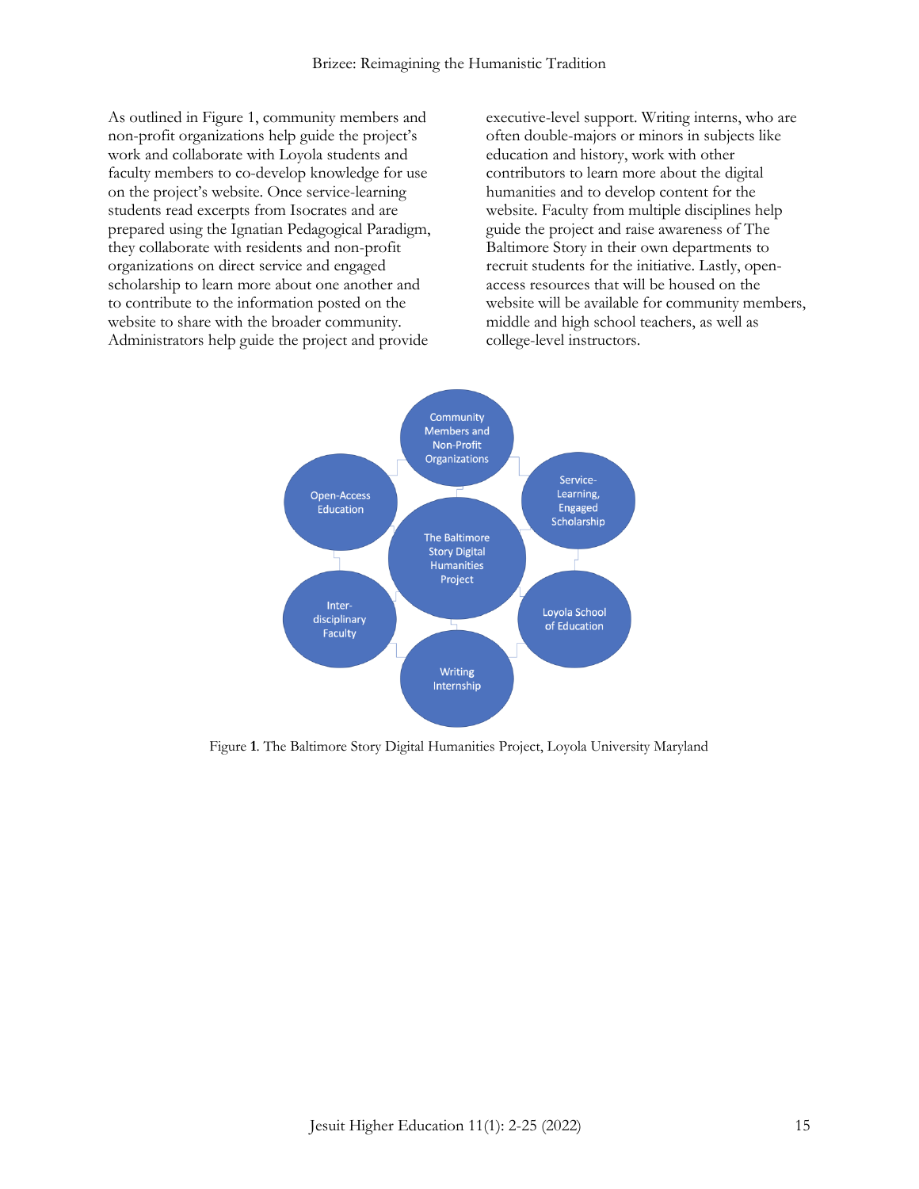As outlined in Figure 1, community members and non-profit organizations help guide the project's work and collaborate with Loyola students and faculty members to co-develop knowledge for use on the project's website. Once service-learning students read excerpts from Isocrates and are prepared using the Ignatian Pedagogical Paradigm, they collaborate with residents and non-profit organizations on direct service and engaged scholarship to learn more about one another and to contribute to the information posted on the website to share with the broader community. Administrators help guide the project and provide executive-level support. Writing interns, who are often double-majors or minors in subjects like education and history, work with other contributors to learn more about the digital humanities and to develop content for the website. Faculty from multiple disciplines help guide the project and raise awareness of The Baltimore Story in their own departments to recruit students for the initiative. Lastly, open-access resources that will be housed on the website will be available for community members, middle and high school teachers, as well as college-level instructors.

Figure **1**. The Baltimore Story Digital Humanities Project, Loyola University Maryland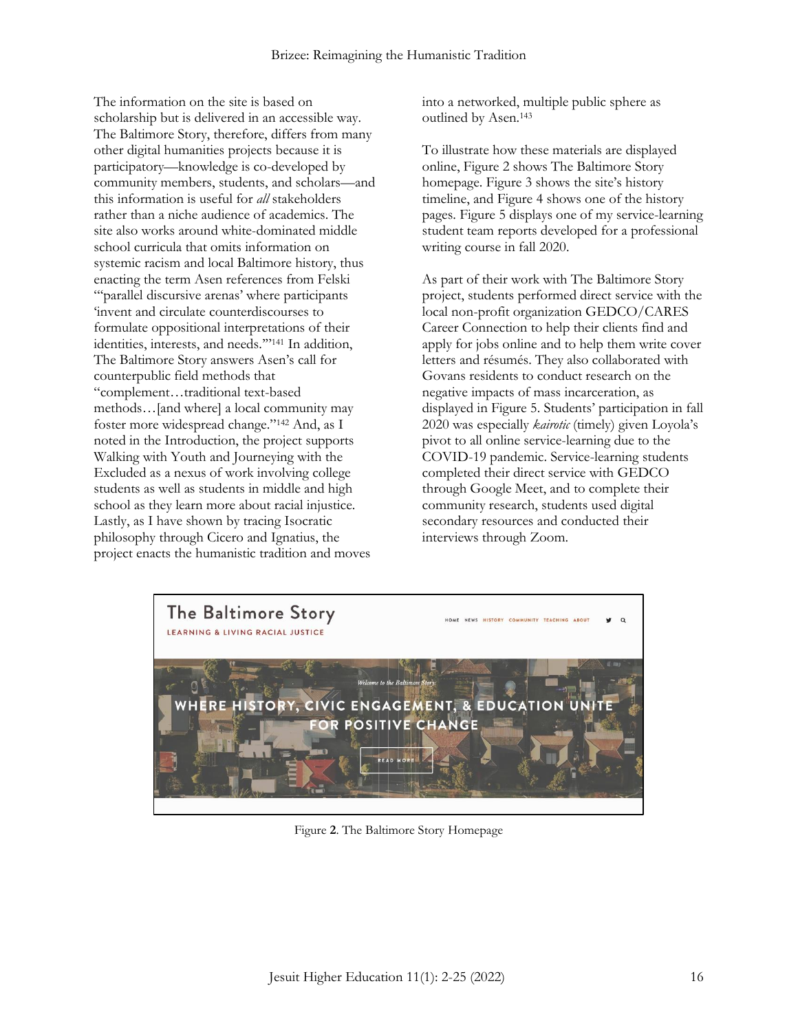The information on the site is based on scholarship but is delivered in an accessible way. The Baltimore Story, therefore, differs from many other digital humanities projects because it is participatory—knowledge is co-developed by community members, students, and scholars—and this information is useful for *all* stakeholders rather than a niche audience of academics. The site also works around white-dominated middle school curricula that omits information on systemic racism and local Baltimore history, thus enacting the term Asen references from Felski "'parallel discursive arenas' where participants 'invent and circulate counterdiscourses to formulate oppositional interpretations of their identities, interests, and needs.'"[141] In addition, The Baltimore Story answers Asen's call for counterpublic field methods that "complement…traditional text-based methods…[and where] a local community may foster more widespread change."[142] And, as I noted in the Introduction, the project supports Walking with Youth and Journeying with the Excluded as a nexus of work involving college students as well as students in middle and high school as they learn more about racial injustice. Lastly, as I have shown by tracing Isocratic philosophy through Cicero and Ignatius, the project enacts the humanistic tradition and moves into a networked, multiple public sphere as outlined by Asen.[143]

To illustrate how these materials are displayed online, Figure 2 shows The Baltimore Story homepage. Figure 3 shows the site's history timeline, and Figure 4 shows one of the history pages. Figure 5 displays one of my service-learning student team reports developed for a professional writing course in fall 2020.

As part of their work with The Baltimore Story project, students performed direct service with the local non-profit organization GEDCO/CARES Career Connection to help their clients find and apply for jobs online and to help them write cover letters and résumés. They also collaborated with Govans residents to conduct research on the negative impacts of mass incarceration, as displayed in Figure 5. Students' participation in fall 2020 was especially *kairotic* (timely) given Loyola's pivot to all online service-learning due to the COVID-19 pandemic. Service-learning students completed their direct service with GEDCO through Google Meet, and to complete their community research, students used digital secondary resources and conducted their interviews through Zoom.

Figure **2**. The Baltimore Story Homepage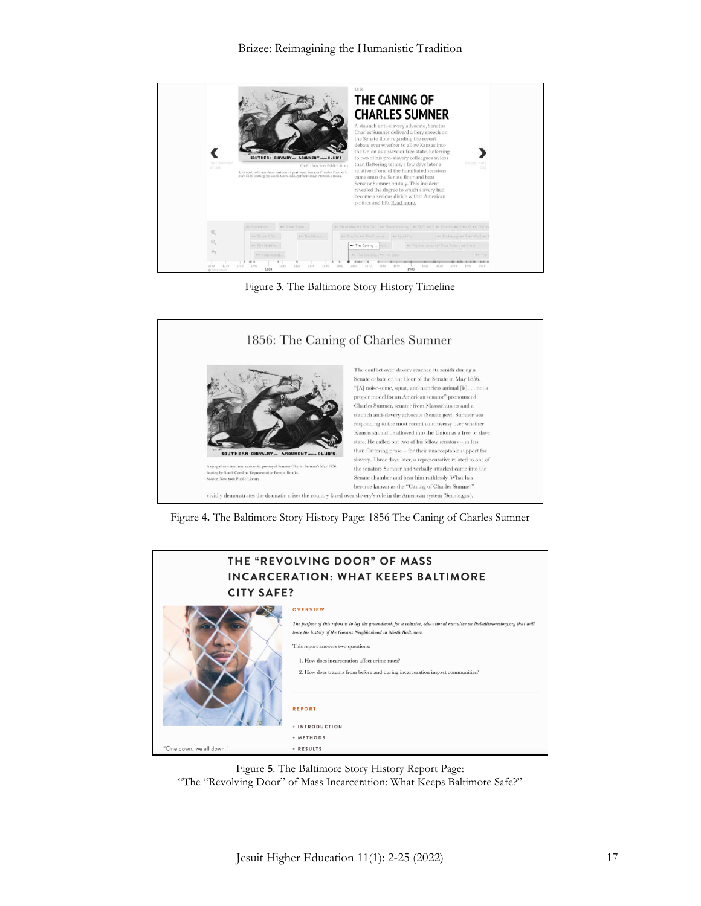Figure **3**. The Baltimore Story History Timeline

Figure **4.** The Baltimore Story History Page: 1856 The Caning of Charles Sumner

Figure **5**. The Baltimore Story History Report Page:
"The "Revolving Door" of Mass Incarceration: What Keeps Baltimore Safe?"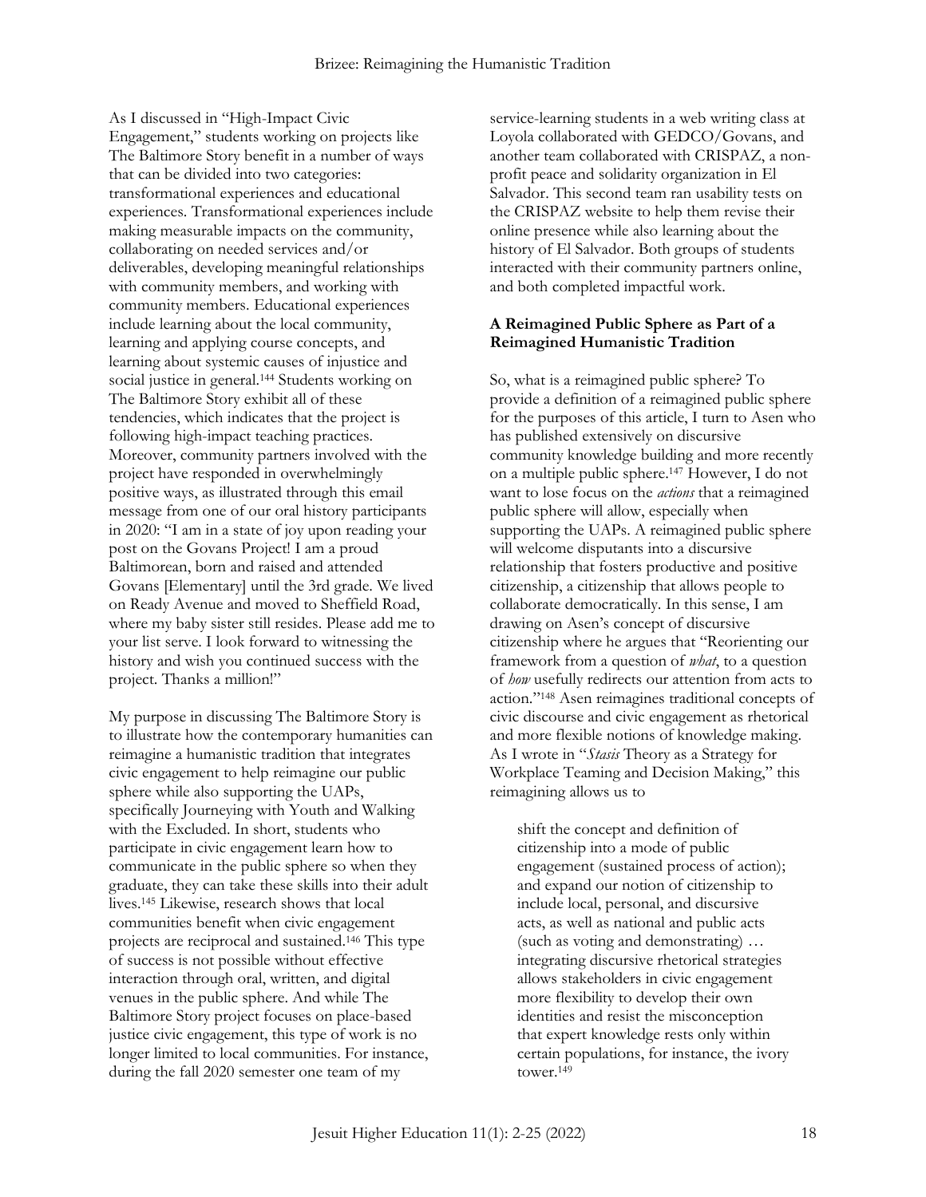As I discussed in "High-Impact Civic Engagement," students working on projects like The Baltimore Story benefit in a number of ways that can be divided into two categories: transformational experiences and educational experiences. Transformational experiences include making measurable impacts on the community, collaborating on needed services and/or deliverables, developing meaningful relationships with community members, and working with community members. Educational experiences include learning about the local community, learning and applying course concepts, and learning about systemic causes of injustice and social justice in general.[144] Students working on The Baltimore Story exhibit all of these tendencies, which indicates that the project is following high-impact teaching practices. Moreover, community partners involved with the project have responded in overwhelmingly positive ways, as illustrated through this email message from one of our oral history participants in 2020: "I am in a state of joy upon reading your post on the Govans Project! I am a proud Baltimorean, born and raised and attended Govans [Elementary] until the 3rd grade. We lived on Ready Avenue and moved to Sheffield Road, where my baby sister still resides. Please add me to your list serve. I look forward to witnessing the history and wish you continued success with the project. Thanks a million!"

My purpose in discussing The Baltimore Story is to illustrate how the contemporary humanities can reimagine a humanistic tradition that integrates civic engagement to help reimagine our public sphere while also supporting the UAPs, specifically Journeying with Youth and Walking with the Excluded. In short, students who participate in civic engagement learn how to communicate in the public sphere so when they graduate, they can take these skills into their adult lives.[145] Likewise, research shows that local communities benefit when civic engagement projects are reciprocal and sustained.[146] This type of success is not possible without effective interaction through oral, written, and digital venues in the public sphere. And while The Baltimore Story project focuses on place-based justice civic engagement, this type of work is no longer limited to local communities. For instance, during the fall 2020 semester one team of my service-learning students in a web writing class at Loyola collaborated with GEDCO/Govans, and another team collaborated with CRISPAZ, a non-profit peace and solidarity organization in El Salvador. This second team ran usability tests on the CRISPAZ website to help them revise their online presence while also learning about the history of El Salvador. Both groups of students interacted with their community partners online, and both completed impactful work.

### A Reimagined Public Sphere as Part of a Reimagined Humanistic Tradition

So, what is a reimagined public sphere? To provide a definition of a reimagined public sphere for the purposes of this article, I turn to Asen who has published extensively on discursive community knowledge building and more recently on a multiple public sphere.[147] However, I do not want to lose focus on the *actions* that a reimagined public sphere will allow, especially when supporting the UAPs. A reimagined public sphere will welcome disputants into a discursive relationship that fosters productive and positive citizenship, a citizenship that allows people to collaborate democratically. In this sense, I am drawing on Asen's concept of discursive citizenship where he argues that "Reorienting our framework from a question of *what*, to a question of *how* usefully redirects our attention from acts to action."[148] Asen reimagines traditional concepts of civic discourse and civic engagement as rhetorical and more flexible notions of knowledge making. As I wrote in "*Stasis* Theory as a Strategy for Workplace Teaming and Decision Making," this reimagining allows us to

> shift the concept and definition of citizenship into a mode of public engagement (sustained process of action); and expand our notion of citizenship to include local, personal, and discursive acts, as well as national and public acts (such as voting and demonstrating) … integrating discursive rhetorical strategies allows stakeholders in civic engagement more flexibility to develop their own identities and resist the misconception that expert knowledge rests only within certain populations, for instance, the ivory tower.[149]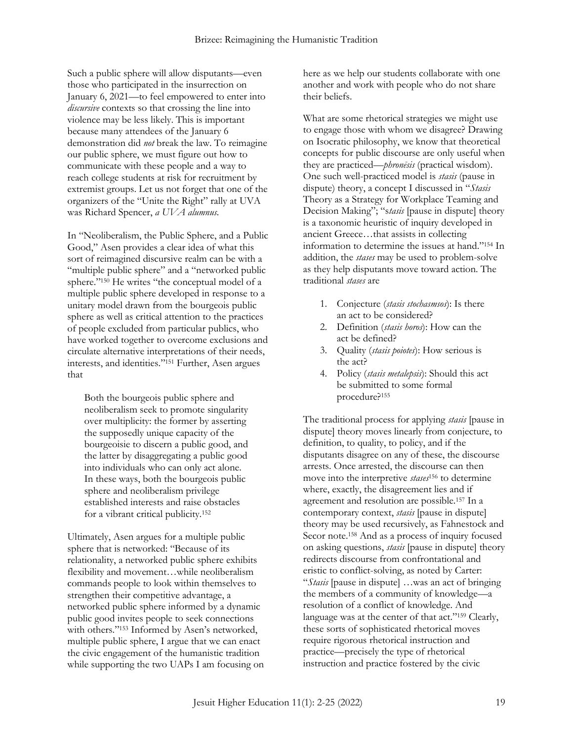Such a public sphere will allow disputants—even those who participated in the insurrection on January 6, 2021—to feel empowered to enter into *discursive* contexts so that crossing the line into violence may be less likely. This is important because many attendees of the January 6 demonstration did *not* break the law. To reimagine our public sphere, we must figure out how to communicate with these people and a way to reach college students at risk for recruitment by extremist groups. Let us not forget that one of the organizers of the "Unite the Right" rally at UVA was Richard Spencer, *a UVA alumnus.*

In "Neoliberalism, the Public Sphere, and a Public Good," Asen provides a clear idea of what this sort of reimagined discursive realm can be with a "multiple public sphere" and a "networked public sphere."[150] He writes "the conceptual model of a multiple public sphere developed in response to a unitary model drawn from the bourgeois public sphere as well as critical attention to the practices of people excluded from particular publics, who have worked together to overcome exclusions and circulate alternative interpretations of their needs, interests, and identities."[151] Further, Asen argues that

> Both the bourgeois public sphere and neoliberalism seek to promote singularity over multiplicity: the former by asserting the supposedly unique capacity of the bourgeoisie to discern a public good, and the latter by disaggregating a public good into individuals who can only act alone. In these ways, both the bourgeois public sphere and neoliberalism privilege established interests and raise obstacles for a vibrant critical publicity.[152]

Ultimately, Asen argues for a multiple public sphere that is networked: "Because of its relationality, a networked public sphere exhibits flexibility and movement…while neoliberalism commands people to look within themselves to strengthen their competitive advantage, a networked public sphere informed by a dynamic public good invites people to seek connections with others."[153] Informed by Asen's networked, multiple public sphere, I argue that we can enact the civic engagement of the humanistic tradition while supporting the two UAPs I am focusing on here as we help our students collaborate with one another and work with people who do not share their beliefs.

What are some rhetorical strategies we might use to engage those with whom we disagree? Drawing on Isocratic philosophy, we know that theoretical concepts for public discourse are only useful when they are practiced—*phronēsis* (practical wisdom). One such well-practiced model is *stasis* (pause in dispute) theory, a concept I discussed in "*Stasis* Theory as a Strategy for Workplace Teaming and Decision Making"; "s*tasis* [pause in dispute] theory is a taxonomic heuristic of inquiry developed in ancient Greece…that assists in collecting information to determine the issues at hand."[154] In addition, the *stases* may be used to problem-solve as they help disputants move toward action. The traditional *stases* are

1. Conjecture (*stasis stochasmsos*): Is there an act to be considered?
2. Definition (*stasis horos*): How can the act be defined?
3. Quality (*stasis poiotes*): How serious is the act?
4. Policy (*stasis metalepsis*): Should this act be submitted to some formal procedure?[155]

The traditional process for applying *stasis* [pause in dispute] theory moves linearly from conjecture, to definition, to quality, to policy, and if the disputants disagree on any of these, the discourse arrests. Once arrested, the discourse can then move into the interpretive *stases*[156] to determine where, exactly, the disagreement lies and if agreement and resolution are possible.[157] In a contemporary context, *stasis* [pause in dispute] theory may be used recursively, as Fahnestock and Secor note.[158] And as a process of inquiry focused on asking questions, *stasis* [pause in dispute] theory redirects discourse from confrontational and eristic to conflict-solving, as noted by Carter: "*Stasis* [pause in dispute] …was an act of bringing the members of a community of knowledge—a resolution of a conflict of knowledge. And language was at the center of that act."[159] Clearly, these sorts of sophisticated rhetorical moves require rigorous rhetorical instruction and practice—precisely the type of rhetorical instruction and practice fostered by the civic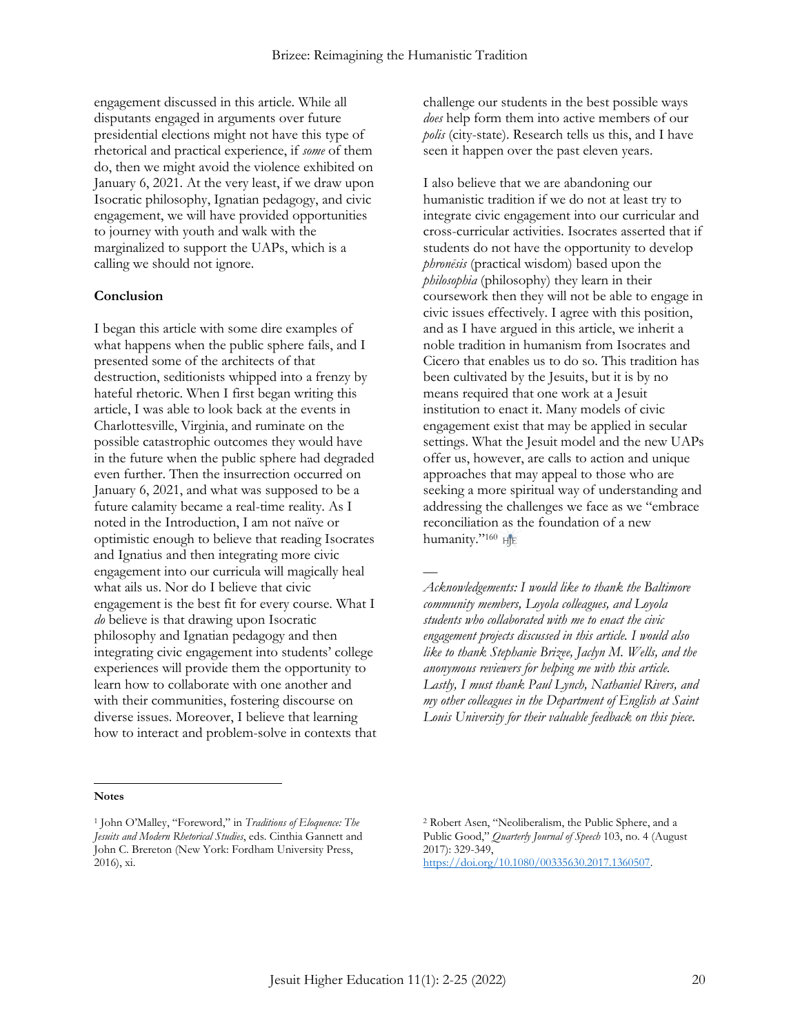engagement discussed in this article. While all disputants engaged in arguments over future presidential elections might not have this type of rhetorical and practical experience, if *some* of them do, then we might avoid the violence exhibited on January 6, 2021. At the very least, if we draw upon Isocratic philosophy, Ignatian pedagogy, and civic engagement, we will have provided opportunities to journey with youth and walk with the marginalized to support the UAPs, which is a calling we should not ignore.

**Conclusion**

I began this article with some dire examples of what happens when the public sphere fails, and I presented some of the architects of that destruction, seditionists whipped into a frenzy by hateful rhetoric. When I first began writing this article, I was able to look back at the events in Charlottesville, Virginia, and ruminate on the possible catastrophic outcomes they would have in the future when the public sphere had degraded even further. Then the insurrection occurred on January 6, 2021, and what was supposed to be a future calamity became a real-time reality. As I noted in the Introduction, I am not naïve or optimistic enough to believe that reading Isocrates and Ignatius and then integrating more civic engagement into our curricula will magically heal what ails us. Nor do I believe that civic engagement is the best fit for every course. What I *do* believe is that drawing upon Isocratic philosophy and Ignatian pedagogy and then integrating civic engagement into students' college experiences will provide them the opportunity to learn how to collaborate with one another and with their communities, fostering discourse on diverse issues. Moreover, I believe that learning how to interact and problem-solve in contexts that challenge our students in the best possible ways *does* help form them into active members of our *polis* (city-state). Research tells us this, and I have seen it happen over the past eleven years.

I also believe that we are abandoning our humanistic tradition if we do not at least try to integrate civic engagement into our curricular and cross-curricular activities. Isocrates asserted that if students do not have the opportunity to develop *phronēsis* (practical wisdom) based upon the *philosophia* (philosophy) they learn in their coursework then they will not be able to engage in civic issues effectively. I agree with this position, and as I have argued in this article, we inherit a noble tradition in humanism from Isocrates and Cicero that enables us to do so. This tradition has been cultivated by the Jesuits, but it is by no means required that one work at a Jesuit institution to enact it. Many models of civic engagement exist that may be applied in secular settings. What the Jesuit model and the new UAPs offer us, however, are calls to action and unique approaches that may appeal to those who are seeking a more spiritual way of understanding and addressing the challenges we face as we "embrace reconciliation as the foundation of a new humanity."[160]

—

*Acknowledgements: I would like to thank the Baltimore community members, Loyola colleagues, and Loyola students who collaborated with me to enact the civic engagement projects discussed in this article. I would also like to thank Stephanie Brizee, Jaclyn M. Wells, and the anonymous reviewers for helping me with this article. Lastly, I must thank Paul Lynch, Nathaniel Rivers, and my other colleagues in the Department of English at Saint Louis University for their valuable feedback on this piece.*

---

**Notes**

[1] John O'Malley, "Foreword," in *Traditions of Eloquence: The Jesuits and Modern Rhetorical Studies*, eds. Cinthia Gannett and John C. Brereton (New York: Fordham University Press, 2016), xi.

[2] Robert Asen, "Neoliberalism, the Public Sphere, and a Public Good," *Quarterly Journal of Speech* 103, no. 4 (August 2017): 329-349, https://doi.org/10.1080/00335630.2017.1360507.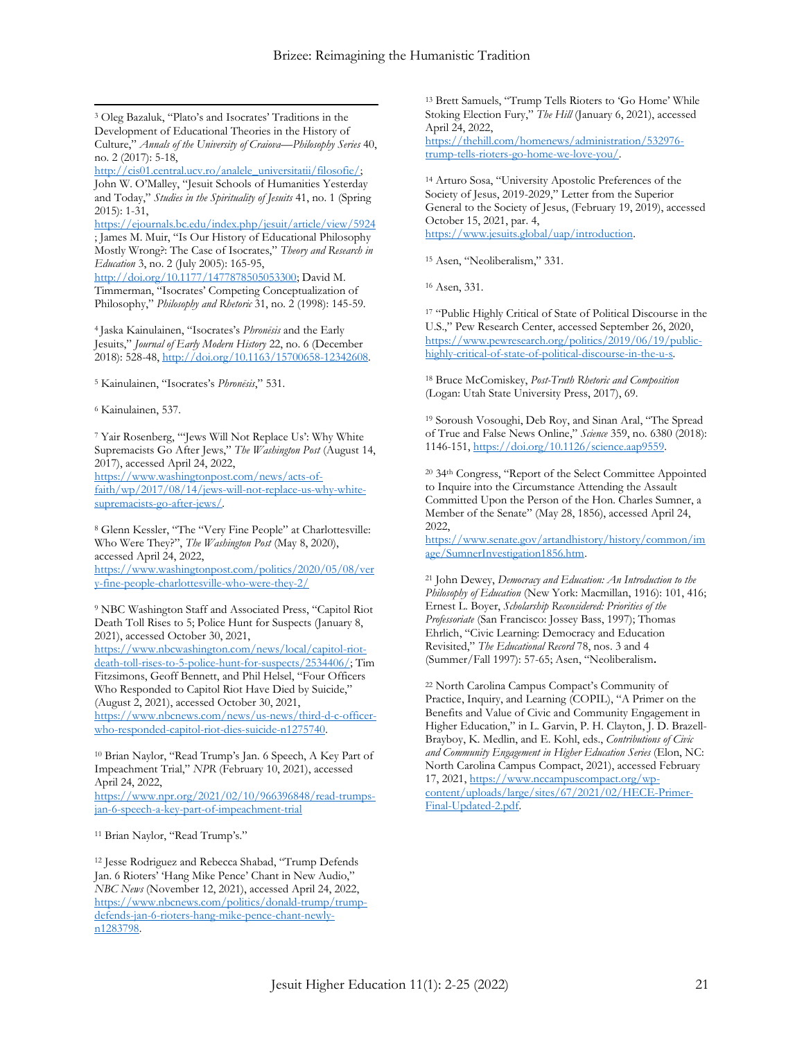[3] Oleg Bazaluk, "Plato's and Isocrates' Traditions in the Development of Educational Theories in the History of Culture," *Annals of the University of Craiova—Philosophy Series* 40, no. 2 (2017): 5-18, http://cis01.central.ucv.ro/analele_universitatii/filosofie/; John W. O'Malley, "Jesuit Schools of Humanities Yesterday and Today," *Studies in the Spirituality of Jesuits* 41, no. 1 (Spring 2015): 1-31, https://ejournals.bc.edu/index.php/jesuit/article/view/5924 ; James M. Muir, "Is Our History of Educational Philosophy Mostly Wrong?: The Case of Isocrates," *Theory and Research in Education* 3, no. 2 (July 2005): 165-95, http://doi.org/10.1177/1477878505053300; David M. Timmerman, "Isocrates' Competing Conceptualization of Philosophy," *Philosophy and Rhetoric* 31, no. 2 (1998): 145-59.

[4] Jaska Kainulainen, "Isocrates's *Phronēsis* and the Early Jesuits," *Journal of Early Modern History* 22, no. 6 (December 2018): 528-48, http://doi.org/10.1163/15700658-12342608.

[5] Kainulainen, "Isocrates's *Phronēsis*," 531.

[6] Kainulainen, 537.

[7] Yair Rosenberg, "'Jews Will Not Replace Us': Why White Supremacists Go After Jews," *The Washington Post* (August 14, 2017), accessed April 24, 2022, https://www.washingtonpost.com/news/acts-of-faith/wp/2017/08/14/jews-will-not-replace-us-why-white-supremacists-go-after-jews/.

[8] Glenn Kessler, "The "Very Fine People" at Charlottesville: Who Were They?", *The Washington Post* (May 8, 2020), accessed April 24, 2022, https://www.washingtonpost.com/politics/2020/05/08/very-fine-people-charlottesville-who-were-they-2/

[9] NBC Washington Staff and Associated Press, "Capitol Riot Death Toll Rises to 5; Police Hunt for Suspects (January 8, 2021), accessed October 30, 2021, https://www.nbcwashington.com/news/local/capitol-riot-death-toll-rises-to-5-police-hunt-for-suspects/2534406/; Tim Fitzsimons, Geoff Bennett, and Phil Helsel, "Four Officers Who Responded to Capitol Riot Have Died by Suicide," (August 2, 2021), accessed October 30, 2021, https://www.nbcnews.com/news/us-news/third-d-c-officer-who-responded-capitol-riot-dies-suicide-n1275740.

[10] Brian Naylor, "Read Trump's Jan. 6 Speech, A Key Part of Impeachment Trial," *NPR* (February 10, 2021), accessed April 24, 2022, https://www.npr.org/2021/02/10/966396848/read-trumps-jan-6-speech-a-key-part-of-impeachment-trial

[11] Brian Naylor, "Read Trump's."

[12] Jesse Rodriguez and Rebecca Shabad, "Trump Defends Jan. 6 Rioters' 'Hang Mike Pence' Chant in New Audio," *NBC News* (November 12, 2021), accessed April 24, 2022, https://www.nbcnews.com/politics/donald-trump/trump-defends-jan-6-rioters-hang-mike-pence-chant-newly-n1283798.

[13] Brett Samuels, "Trump Tells Rioters to 'Go Home' While Stoking Election Fury," *The Hill* (January 6, 2021), accessed April 24, 2022, https://thehill.com/homenews/administration/532976-trump-tells-rioters-go-home-we-love-you/.

[14] Arturo Sosa, "University Apostolic Preferences of the Society of Jesus, 2019-2029," Letter from the Superior General to the Society of Jesus, (February 19, 2019), accessed October 15, 2021, par. 4, https://www.jesuits.global/uap/introduction.

[15] Asen, "Neoliberalism," 331.

[16] Asen, 331.

[17] "Public Highly Critical of State of Political Discourse in the U.S.," Pew Research Center, accessed September 26, 2020, https://www.pewresearch.org/politics/2019/06/19/public-highly-critical-of-state-of-political-discourse-in-the-u-s.

[18] Bruce McComiskey, *Post-Truth Rhetoric and Composition* (Logan: Utah State University Press, 2017), 69.

[19] Soroush Vosoughi, Deb Roy, and Sinan Aral, "The Spread of True and False News Online," *Science* 359, no. 6380 (2018): 1146-151, https://doi.org/10.1126/science.aap9559.

[20] 34th Congress, "Report of the Select Committee Appointed to Inquire into the Circumstance Attending the Assault Committed Upon the Person of the Hon. Charles Sumner, a Member of the Senate" (May 28, 1856), accessed April 24, 2022, https://www.senate.gov/artandhistory/history/common/image/SumnerInvestigation1856.htm.

[21] John Dewey, *Democracy and Education: An Introduction to the Philosophy of Education* (New York: Macmillan, 1916): 101, 416; Ernest L. Boyer, *Scholarship Reconsidered: Priorities of the Professoriate* (San Francisco: Jossey Bass, 1997); Thomas Ehrlich, "Civic Learning: Democracy and Education Revisited," *The Educational Record* 78, nos. 3 and 4 (Summer/Fall 1997): 57-65; Asen, "Neoliberalism**.**

[22] North Carolina Campus Compact's Community of Practice, Inquiry, and Learning (COPIL), "A Primer on the Benefits and Value of Civic and Community Engagement in Higher Education," in L. Garvin, P. H. Clayton, J. D. Brazell-Brayboy, K. Medlin, and E. Kohl, eds., *Contributions of Civic and Community Engagement in Higher Education Series* (Elon, NC: North Carolina Campus Compact, 2021), accessed February 17, 2021, https://www.nccampuscompact.org/wp-content/uploads/large/sites/67/2021/02/HECE-Primer-Final-Updated-2.pdf.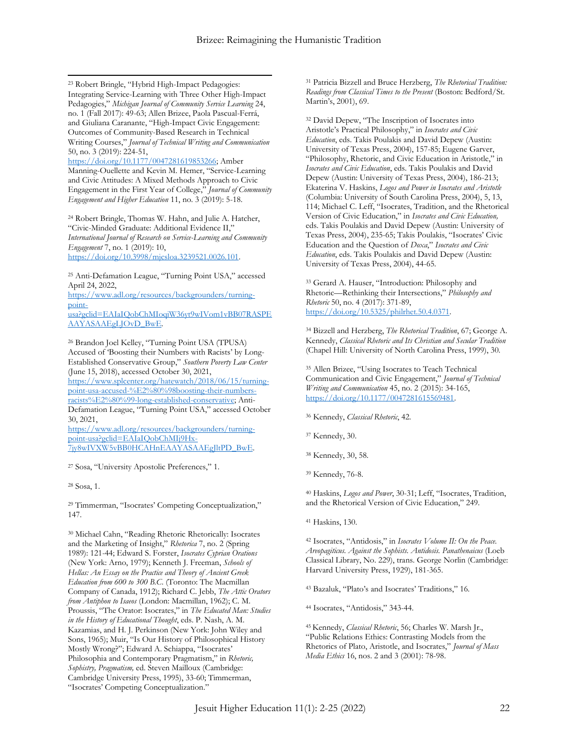[23] Robert Bringle, "Hybrid High-Impact Pedagogies: Integrating Service-Learning with Three Other High-Impact Pedagogies," *Michigan Journal of Community Service Learning* 24, no. 1 (Fall 2017): 49-63; Allen Brizee, Paola Pascual-Ferrá, and Giuliana Caranante, "High-Impact Civic Engagement: Outcomes of Community-Based Research in Technical Writing Courses," *Journal of Technical Writing and Communication* 50, no. 3 (2019): 224-51, https://doi.org/10.1177/0047281619853266; Amber Manning-Ouellette and Kevin M. Hemer, "Service-Learning and Civic Attitudes: A Mixed Methods Approach to Civic Engagement in the First Year of College," *Journal of Community Engagement and Higher Education* 11, no. 3 (2019): 5-18.

[24] Robert Bringle, Thomas W. Hahn, and Julie A. Hatcher, "Civic-Minded Graduate: Additional Evidence II," *International Journal of Research on Service-Learning and Community Engagement* 7, no. 1 (2019): 10, https://doi.org/10.3998/mjcsloa.3239521.0026.101.

[25] Anti-Defamation League, "Turning Point USA," accessed April 24, 2022, https://www.adl.org/resources/backgrounders/turning-point-usa?gclid=EAIaIQobChMIoqiW36yt9wIVom1vBB07RASPEAAYASAAEgLJOvD_BwE.

[26] Brandon Joel Kelley, "Turning Point USA (TPUSA) Accused of 'Boosting their Numbers with Racists' by Long-Established Conservative Group," *Southern Poverty Law Center* (June 15, 2018), accessed October 30, 2021, https://www.splcenter.org/hatewatch/2018/06/15/turning-point-usa-accused-%E2%80%98boosting-their-numbers-racists%E2%80%99-long-established-conservative; Anti-Defamation League, "Turning Point USA," accessed October 30, 2021, https://www.adl.org/resources/backgrounders/turning-point-usa?gclid=EAIaIQobChMIj9Hx-7jy8wIVXW5vBB0HCAHnEAAYASAAEgJltPD_BwE.

[27] Sosa, "University Apostolic Preferences," 1.

[28] Sosa, 1.

[29] Timmerman, "Isocrates' Competing Conceptualization," 147.

[30] Michael Cahn, "Reading Rhetoric Rhetorically: Isocrates and the Marketing of Insight," *Rhetorica* 7, no. 2 (Spring 1989): 121-44; Edward S. Forster, *Isocrates Cyprian Orations* (New York: Arno, 1979); Kenneth J. Freeman, *Schools of Hellas: An Essay on the Practice and Theory of Ancient Greek Education from 600 to 300 B.C.* (Toronto: The Macmillan Company of Canada, 1912); Richard C. Jebb, *The Attic Orators from Antiphon to Isaeos* (London: Macmillan, 1962); C. M. Proussis, "The Orator: Isocrates," in *The Educated Man: Studies in the History of Educational Thought*, eds. P. Nash, A. M. Kazamias, and H. J. Perkinson (New York: John Wiley and Sons, 1965); Muir, "Is Our History of Philosophical History Mostly Wrong?"; Edward A. Schiappa, "Isocrates' Philosophia and Contemporary Pragmatism," in *Rhetoric, Sophistry, Pragmatism,* ed. Steven Mailloux (Cambridge: Cambridge University Press, 1995), 33-60; Timmerman, "Isocrates' Competing Conceptualization."

[31] Patricia Bizzell and Bruce Herzberg, *The Rhetorical Tradition: Readings from Classical Times to the Present* (Boston: Bedford/St. Martin's, 2001), 69.

[32] David Depew, "The Inscription of Isocrates into Aristotle's Practical Philosophy," in *Isocrates and Civic Education*, eds. Takis Poulakis and David Depew (Austin: University of Texas Press, 2004), 157-85; Eugene Garver, "Philosophy, Rhetoric, and Civic Education in Aristotle," in *Isocrates and Civic Education*, eds. Takis Poulakis and David Depew (Austin: University of Texas Press, 2004), 186-213; Ekaterina V. Haskins, *Logos and Power in Isocrates and Aristotle* (Columbia: University of South Carolina Press, 2004), 5, 13, 114; Michael C. Leff, "Isocrates, Tradition, and the Rhetorical Version of Civic Education," in *Isocrates and Civic Education,* eds. Takis Poulakis and David Depew (Austin: University of Texas Press, 2004), 235-65; Takis Poulakis, "Isocrates' Civic Education and the Question of *Doxa*," *Isocrates and Civic Education*, eds. Takis Poulakis and David Depew (Austin: University of Texas Press, 2004), 44-65.

[33] Gerard A. Hauser, "Introduction: Philosophy and Rhetoric—Rethinking their Intersections," *Philosophy and Rhetoric* 50, no. 4 (2017): 371-89, https://doi.org/10.5325/philrhet.50.4.0371.

[34] Bizzell and Herzberg, *The Rhetorical Tradition*, 67; George A. Kennedy, *Classical Rhetoric and Its Christian and Secular Tradition* (Chapel Hill: University of North Carolina Press, 1999), 30.

[35] Allen Brizee, "Using Isocrates to Teach Technical Communication and Civic Engagement," *Journal of Technical Writing and Communication* 45, no. 2 (2015): 34-165, https://doi.org/10.1177/0047281615569481.

[36] Kennedy, *Classical Rhetoric*, 42.

[37] Kennedy, 30.

[38] Kennedy, 30, 58.

[39] Kennedy, 76-8.

[40] Haskins, *Logos and Power*, 30-31; Leff, "Isocrates, Tradition, and the Rhetorical Version of Civic Education," 249.

[41] Haskins, 130.

[42] Isocrates, "Antidosis," in *Isocrates Volume II: On the Peace. Areopagiticus. Against the Sophists. Antidosis. Panathenaicus* (Loeb Classical Library, No. 229), trans. George Norlin (Cambridge: Harvard University Press, 1929), 181-365.

[43] Bazaluk, "Plato's and Isocrates' Traditions," 16.

[44] Isocrates, "Antidosis," 343-44.

[45] Kennedy, *Classical Rhetoric*, 56; Charles W. Marsh Jr., "Public Relations Ethics: Contrasting Models from the Rhetorics of Plato, Aristotle, and Isocrates," *Journal of Mass Media Ethics* 16, nos. 2 and 3 (2001): 78-98.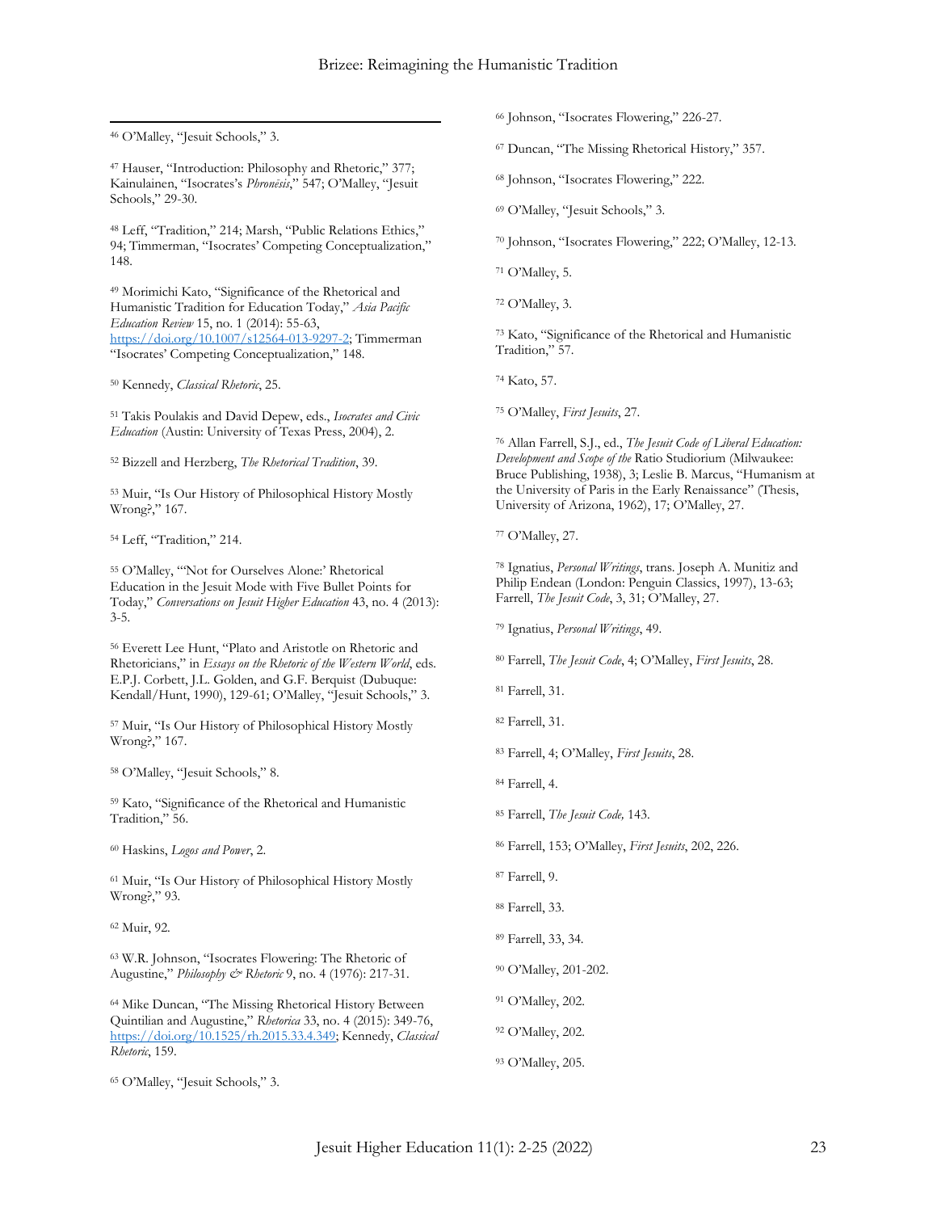[46] O'Malley, "Jesuit Schools," 3.

[47] Hauser, "Introduction: Philosophy and Rhetoric," 377; Kainulainen, "Isocrates's *Phronēsis*," 547; O'Malley, "Jesuit Schools," 29-30.

[48] Leff, "Tradition," 214; Marsh, "Public Relations Ethics," 94; Timmerman, "Isocrates' Competing Conceptualization," 148.

[49] Morimichi Kato, "Significance of the Rhetorical and Humanistic Tradition for Education Today," *Asia Pacific Education Review* 15, no. 1 (2014): 55-63, https://doi.org/10.1007/s12564-013-9297-2; Timmerman "Isocrates' Competing Conceptualization," 148.

[50] Kennedy, *Classical Rhetoric*, 25.

[51] Takis Poulakis and David Depew, eds., *Isocrates and Civic Education* (Austin: University of Texas Press, 2004), 2.

[52] Bizzell and Herzberg, *The Rhetorical Tradition*, 39.

[53] Muir, "Is Our History of Philosophical History Mostly Wrong?," 167.

[54] Leff, "Tradition," 214.

[55] O'Malley, "'Not for Ourselves Alone:' Rhetorical Education in the Jesuit Mode with Five Bullet Points for Today," *Conversations on Jesuit Higher Education* 43, no. 4 (2013): 3-5.

[56] Everett Lee Hunt, "Plato and Aristotle on Rhetoric and Rhetoricians," in *Essays on the Rhetoric of the Western World*, eds. E.P.J. Corbett, J.L. Golden, and G.F. Berquist (Dubuque: Kendall/Hunt, 1990), 129-61; O'Malley, "Jesuit Schools," 3.

[57] Muir, "Is Our History of Philosophical History Mostly Wrong?," 167.

[58] O'Malley, "Jesuit Schools," 8.

[59] Kato, "Significance of the Rhetorical and Humanistic Tradition," 56.

[60] Haskins, *Logos and Power*, 2.

[61] Muir, "Is Our History of Philosophical History Mostly Wrong?," 93.

[62] Muir, 92.

[63] W.R. Johnson, "Isocrates Flowering: The Rhetoric of Augustine," *Philosophy & Rhetoric* 9, no. 4 (1976): 217-31.

[64] Mike Duncan, "The Missing Rhetorical History Between Quintilian and Augustine," *Rhetorica* 33, no. 4 (2015): 349-76, https://doi.org/10.1525/rh.2015.33.4.349; Kennedy, *Classical Rhetoric*, 159.

[65] O'Malley, "Jesuit Schools," 3.

[66] Johnson, "Isocrates Flowering," 226-27.

[67] Duncan, "The Missing Rhetorical History," 357.

[68] Johnson, "Isocrates Flowering," 222.

[69] O'Malley, "Jesuit Schools," 3.

[70] Johnson, "Isocrates Flowering," 222; O'Malley, 12-13.

[71] O'Malley, 5.

[72] O'Malley, 3.

[73] Kato, "Significance of the Rhetorical and Humanistic Tradition," 57.

[74] Kato, 57.

[75] O'Malley, *First Jesuits*, 27.

[76] Allan Farrell, S.J., ed., *The Jesuit Code of Liberal Education: Development and Scope of the* Ratio Studiorum (Milwaukee: Bruce Publishing, 1938), 3; Leslie B. Marcus, "Humanism at the University of Paris in the Early Renaissance" (Thesis, University of Arizona, 1962), 17; O'Malley, 27.

[77] O'Malley, 27.

[78] Ignatius, *Personal Writings*, trans. Joseph A. Munitiz and Philip Endean (London: Penguin Classics, 1997), 13-63; Farrell, *The Jesuit Code*, 3, 31; O'Malley, 27.

[79] Ignatius, *Personal Writings*, 49.

[80] Farrell, *The Jesuit Code*, 4; O'Malley, *First Jesuits*, 28.

[81] Farrell, 31.

[82] Farrell, 31.

[83] Farrell, 4; O'Malley, *First Jesuits*, 28.

[84] Farrell, 4.

[85] Farrell, *The Jesuit Code,* 143.

[86] Farrell, 153; O'Malley, *First Jesuits*, 202, 226.

[87] Farrell, 9.

[88] Farrell, 33.

[89] Farrell, 33, 34.

[90] O'Malley, 201-202.

[91] O'Malley, 202.

[92] O'Malley, 202.

[93] O'Malley, 205.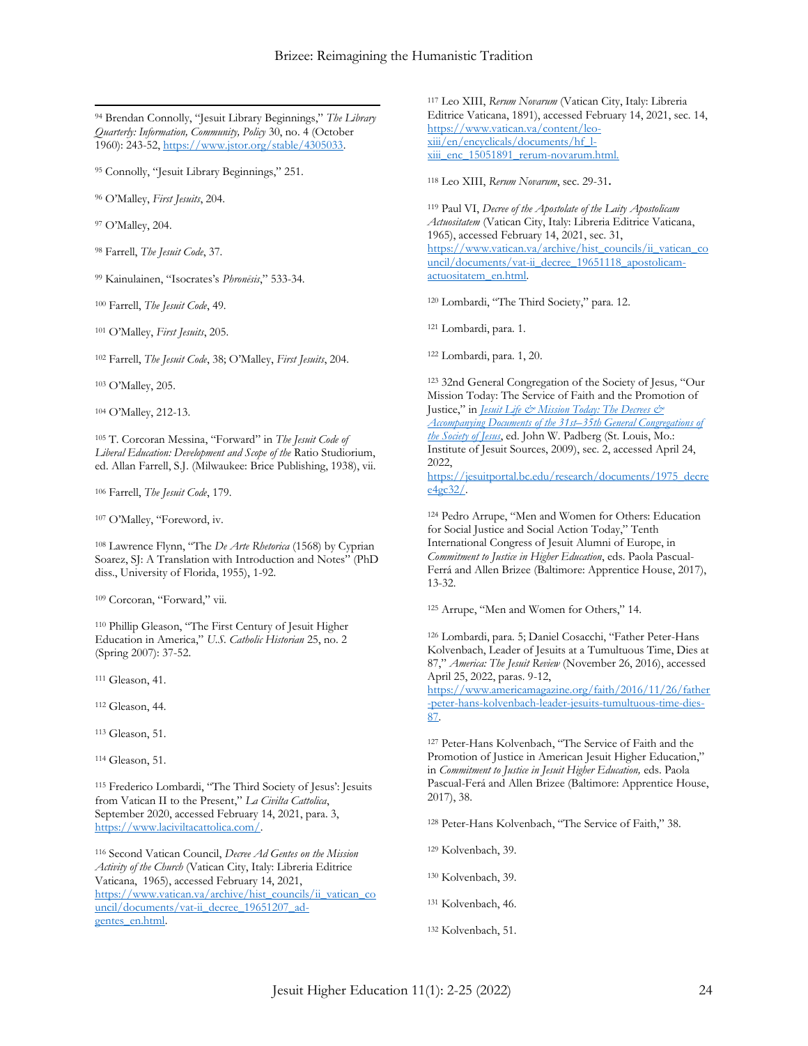[94] Brendan Connolly, "Jesuit Library Beginnings," *The Library Quarterly: Information, Community, Policy* 30, no. 4 (October 1960): 243-52, https://www.jstor.org/stable/4305033.

[95] Connolly, "Jesuit Library Beginnings," 251.

[96] O'Malley, *First Jesuits*, 204.

[97] O'Malley, 204.

[98] Farrell, *The Jesuit Code*, 37.

[99] Kainulainen, "Isocrates's *Phronēsis*," 533-34.

[100] Farrell, *The Jesuit Code*, 49.

[101] O'Malley, *First Jesuits*, 205.

[102] Farrell, *The Jesuit Code*, 38; O'Malley, *First Jesuits*, 204.

[103] O'Malley, 205.

[104] O'Malley, 212-13.

[105] T. Corcoran Messina, "Forward" in *The Jesuit Code of Liberal Education: Development and Scope of the* Ratio Studiorium, ed. Allan Farrell, S.J. (Milwaukee: Brice Publishing, 1938), vii.

[106] Farrell, *The Jesuit Code*, 179.

[107] O'Malley, "Foreword, iv.

[108] Lawrence Flynn, "The *De Arte Rhetorica* (1568) by Cyprian Soarez, SJ: A Translation with Introduction and Notes" (PhD diss., University of Florida, 1955), 1-92.

[109] Corcoran, "Forward," vii.

[110] Phillip Gleason, "The First Century of Jesuit Higher Education in America," *U.S. Catholic Historian* 25, no. 2 (Spring 2007): 37-52.

[111] Gleason, 41.

[112] Gleason, 44.

[113] Gleason, 51.

[114] Gleason, 51.

[115] Frederico Lombardi, "The Third Society of Jesus': Jesuits from Vatican II to the Present," *La Civilta Cattolica*, September 2020, accessed February 14, 2021, para. 3, https://www.laciviltacattolica.com/.

[116] Second Vatican Council, *Decree Ad Gentes on the Mission Activity of the Church* (Vatican City, Italy: Libreria Editrice Vaticana, 1965), accessed February 14, 2021, https://www.vatican.va/archive/hist_councils/ii_vatican_council/documents/vat-ii_decree_19651207_ad-gentes_en.html.

[117] Leo XIII, *Rerum Novarum* (Vatican City, Italy: Libreria Editrice Vaticana, 1891), accessed February 14, 2021, sec. 14, https://www.vatican.va/content/leo-xiii/en/encyclicals/documents/hf_l-xiii_enc_15051891_rerum-novarum.html.

[118] Leo XIII, *Rerum Novarum*, sec. 29-31**.**

[119] Paul VI, *Decree of the Apostolate of the Laity Apostolicam Actuositatem* (Vatican City, Italy: Libreria Editrice Vaticana, 1965), accessed February 14, 2021, sec. 31, https://www.vatican.va/archive/hist_councils/ii_vatican_council/documents/vat-ii_decree_19651118_apostolicam-actuositatem_en.html.

[120] Lombardi, "The Third Society," para. 12.

[121] Lombardi, para. 1.

[122] Lombardi, para. 1, 20.

[123] 32nd General Congregation of the Society of Jesus, "Our Mission Today: The Service of Faith and the Promotion of Justice," in *Jesuit Life & Mission Today: The Decrees & Accompanying Documents of the 31st–35th General Congregations of the Society of Jesus*, ed. John W. Padberg (St. Louis, Mo.: Institute of Jesuit Sources, 2009), sec. 2, accessed April 24, 2022, https://jesuitportal.bc.edu/research/documents/1975_decree4gc32/.

[124] Pedro Arrupe, "Men and Women for Others: Education for Social Justice and Social Action Today," Tenth International Congress of Jesuit Alumni of Europe, in *Commitment to Justice in Higher Education*, eds. Paola Pascual-Ferrá and Allen Brizee (Baltimore: Apprentice House, 2017), 13-32.

[125] Arrupe, "Men and Women for Others," 14.

[126] Lombardi, para. 5; Daniel Cosacchi, "Father Peter-Hans Kolvenbach, Leader of Jesuits at a Tumultuous Time, Dies at 87," *America: The Jesuit Review* (November 26, 2016), accessed April 25, 2022, paras. 9-12, https://www.americamagazine.org/faith/2016/11/26/father-peter-hans-kolvenbach-leader-jesuits-tumultuous-time-dies-87.

[127] Peter-Hans Kolvenbach, "The Service of Faith and the Promotion of Justice in American Jesuit Higher Education," in *Commitment to Justice in Jesuit Higher Education,* eds. Paola Pascual-Ferá and Allen Brizee (Baltimore: Apprentice House, 2017), 38.

[128] Peter-Hans Kolvenbach, "The Service of Faith," 38.

[129] Kolvenbach, 39.

[130] Kolvenbach, 39.

[131] Kolvenbach, 46.

[132] Kolvenbach, 51.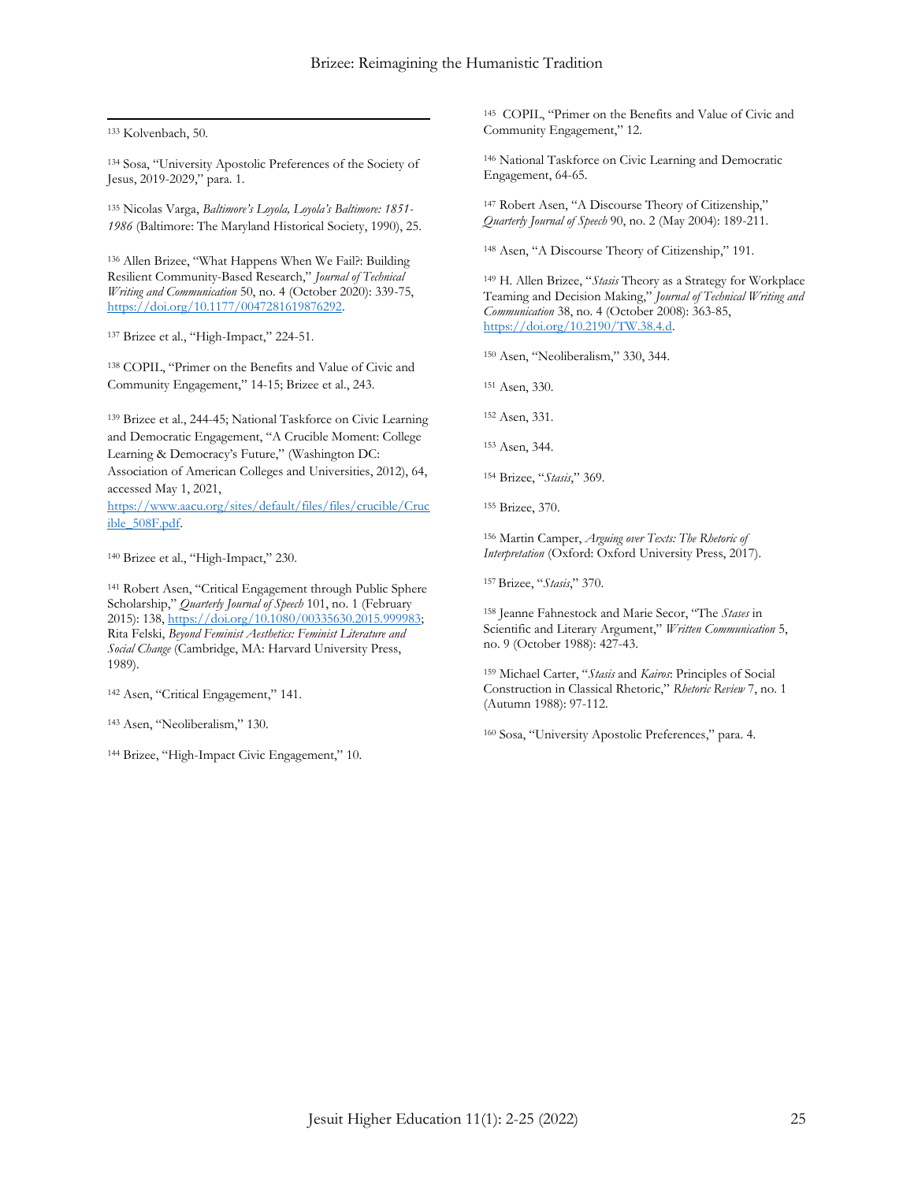[133] Kolvenbach, 50.

[134] Sosa, "University Apostolic Preferences of the Society of Jesus, 2019-2029," para. 1.

[135] Nicolas Varga, *Baltimore's Loyola, Loyola's Baltimore: 1851-1986* (Baltimore: The Maryland Historical Society, 1990), 25.

[136] Allen Brizee, "What Happens When We Fail?: Building Resilient Community-Based Research," *Journal of Technical Writing and Communication* 50, no. 4 (October 2020): 339-75, https://doi.org/10.1177/0047281619876292.

[137] Brizee et al., "High-Impact," 224-51.

[138] COPIL, "Primer on the Benefits and Value of Civic and Community Engagement," 14-15; Brizee et al., 243.

[139] Brizee et al., 244-45; National Taskforce on Civic Learning and Democratic Engagement, "A Crucible Moment: College Learning & Democracy's Future," (Washington DC: Association of American Colleges and Universities, 2012), 64, accessed May 1, 2021, https://www.aacu.org/sites/default/files/files/crucible/Crucible_508F.pdf.

[140] Brizee et al., "High-Impact," 230.

[141] Robert Asen, "Critical Engagement through Public Sphere Scholarship," *Quarterly Journal of Speech* 101, no. 1 (February 2015): 138, https://doi.org/10.1080/00335630.2015.999983; Rita Felski, *Beyond Feminist Aesthetics: Feminist Literature and Social Change* (Cambridge, MA: Harvard University Press, 1989).

[142] Asen, "Critical Engagement," 141.

[143] Asen, "Neoliberalism," 130.

[144] Brizee, "High-Impact Civic Engagement," 10.

[145] COPIL, "Primer on the Benefits and Value of Civic and Community Engagement," 12.

[146] National Taskforce on Civic Learning and Democratic Engagement, 64-65.

[147] Robert Asen, "A Discourse Theory of Citizenship," *Quarterly Journal of Speech* 90, no. 2 (May 2004): 189-211.

[148] Asen, "A Discourse Theory of Citizenship," 191.

[149] H. Allen Brizee, "*Stasis* Theory as a Strategy for Workplace Teaming and Decision Making," *Journal of Technical Writing and Communication* 38, no. 4 (October 2008): 363-85, https://doi.org/10.2190/TW.38.4.d.

[150] Asen, "Neoliberalism," 330, 344.

[151] Asen, 330.

[152] Asen, 331.

[153] Asen, 344.

[154] Brizee, "*Stasis*," 369.

[155] Brizee, 370.

[156] Martin Camper, *Arguing over Texts: The Rhetoric of Interpretation* (Oxford: Oxford University Press, 2017).

[157] Brizee, "*Stasis*," 370.

[158] Jeanne Fahnestock and Marie Secor, "The *Stases* in Scientific and Literary Argument," *Written Communication* 5, no. 9 (October 1988): 427-43.

[159] Michael Carter, "*Stasis* and *Kairos*: Principles of Social Construction in Classical Rhetoric," *Rhetoric Review* 7, no. 1 (Autumn 1988): 97-112.

[160] Sosa, "University Apostolic Preferences," para. 4.